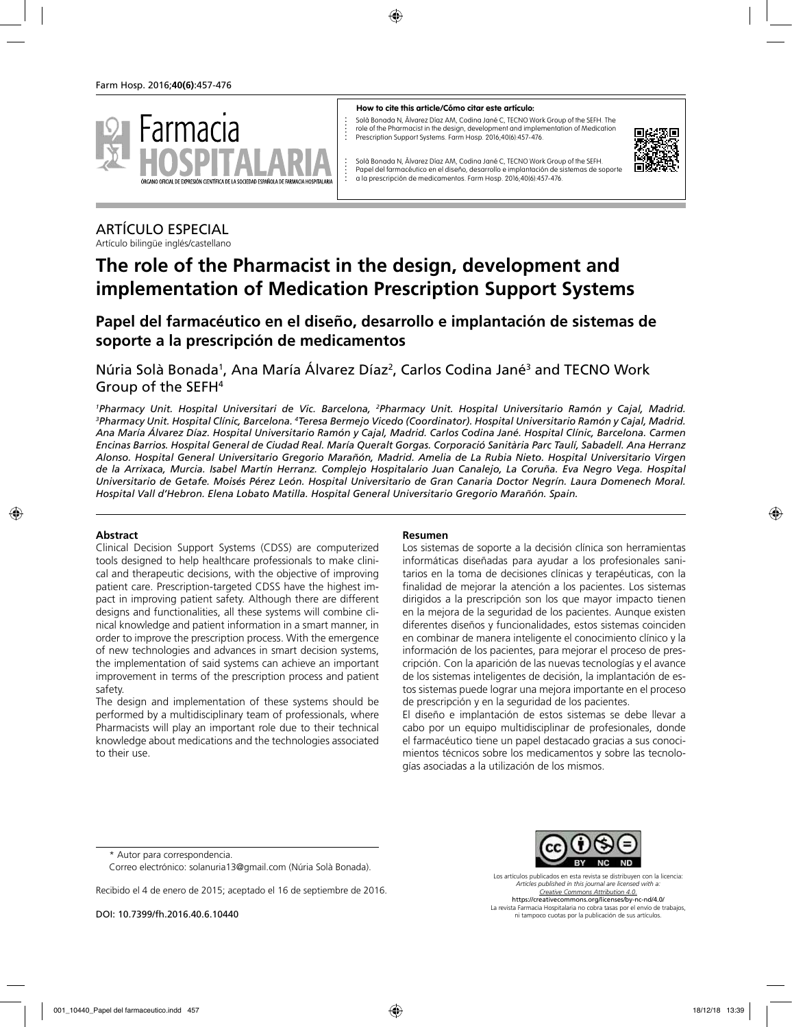**How to cite this article/Cómo citar este artículo:**

Solà Bonada N, Álvarez Díaz AM, Codina Jané C, TECNO Work Group of the SEFH. The role of the Pharmacist in the design, development and implementation of Medication Prescription Support Systems. Farm Hosp. 2016;40(6):457-476.

Solà Bonada N, Álvarez Díaz AM, Codina Jané C, TECNO Work Group of the SEFH. Papel del farmacéutico en el diseño, desarrollo e implantación de sistemas de soporte a la prescripción de medicamentos. Farm Hosp. 2016;40(6):457-476.

ARTÍCULO ESPECIAL

Artículo bilingüe inglés/castellano

# The role of the Pharmacist in the design, development and implementation of Medication Prescription Support Systems

## Papel del farmacéutico en el diseño, desarrollo e implantación de sistemas de soporte a la prescripción de medicamentos

Núria Solà Bonada[1], Ana María Álvarez Díaz[2], Carlos Codina Jané[3] and TECNO Work Group of the SEFH[4]

*[1]Pharmacy Unit. Hospital Universitari de Vic. Barcelona, [2]Pharmacy Unit. Hospital Universitario Ramón y Cajal, Madrid. [3]Pharmacy Unit. Hospital Clínic, Barcelona. [4]Teresa Bermejo Vicedo (Coordinator). Hospital Universitario Ramón y Cajal, Madrid. Ana María Álvarez Díaz. Hospital Universitario Ramón y Cajal, Madrid. Carlos Codina Jané. Hospital Clínic, Barcelona. Carmen Encinas Barrios. Hospital General de Ciudad Real. María Queralt Gorgas. Corporació Sanitària Parc Taulí, Sabadell. Ana Herranz Alonso. Hospital General Universitario Gregorio Marañón, Madrid. Amelia de La Rubia Nieto. Hospital Universitario Virgen de la Arrixaca, Murcia. Isabel Martín Herranz. Complejo Hospitalario Juan Canalejo, La Coruña. Eva Negro Vega. Hospital Universitario de Getafe. Moisés Pérez León. Hospital Universitario de Gran Canaria Doctor Negrín. Laura Domenech Moral. Hospital Vall d'Hebron. Elena Lobato Matilla. Hospital General Universitario Gregorio Marañón. Spain.*

**Abstract**

Clinical Decision Support Systems (CDSS) are computerized tools designed to help healthcare professionals to make clinical and therapeutic decisions, with the objective of improving patient care. Prescription-targeted CDSS have the highest impact in improving patient safety. Although there are different designs and functionalities, all these systems will combine clinical knowledge and patient information in a smart manner, in order to improve the prescription process. With the emergence of new technologies and advances in smart decision systems, the implementation of said systems can achieve an important improvement in terms of the prescription process and patient safety.

The design and implementation of these systems should be performed by a multidisciplinary team of professionals, where Pharmacists will play an important role due to their technical knowledge about medications and the technologies associated to their use.

**Resumen**

Los sistemas de soporte a la decisión clínica son herramientas informáticas diseñadas para ayudar a los profesionales sanitarios en la toma de decisiones clínicas y terapéuticas, con la finalidad de mejorar la atención a los pacientes. Los sistemas dirigidos a la prescripción son los que mayor impacto tienen en la mejora de la seguridad de los pacientes. Aunque existen diferentes diseños y funcionalidades, estos sistemas coinciden en combinar de manera inteligente el conocimiento clínico y la información de los pacientes, para mejorar el proceso de prescripción. Con la aparición de las nuevas tecnologías y el avance de los sistemas inteligentes de decisión, la implantación de estos sistemas puede lograr una mejora importante en el proceso de prescripción y en la seguridad de los pacientes.

El diseño e implantación de estos sistemas se debe llevar a cabo por un equipo multidisciplinar de profesionales, donde el farmacéutico tiene un papel destacado gracias a sus conocimientos técnicos sobre los medicamentos y sobre las tecnologías asociadas a la utilización de los mismos.

\* Autor para correspondencia.

Correo electrónico: solanuria13@gmail.com (Núria Solà Bonada).

Recibido el 4 de enero de 2015; aceptado el 16 de septiembre de 2016.

DOI: 10.7399/fh.2016.40.6.10440

Los artículos publicados en esta revista se distribuyen con la licencia: *Articles published in this journal are licensed with a: Creative Commons Attribution 4.0.* https://creativecommons.org/licenses/by-nc-nd/4.0/ La revista Farmacia Hospitalaria no cobra tasas por el envío de trabajos, ni tampoco cuotas por la publicación de sus artículos.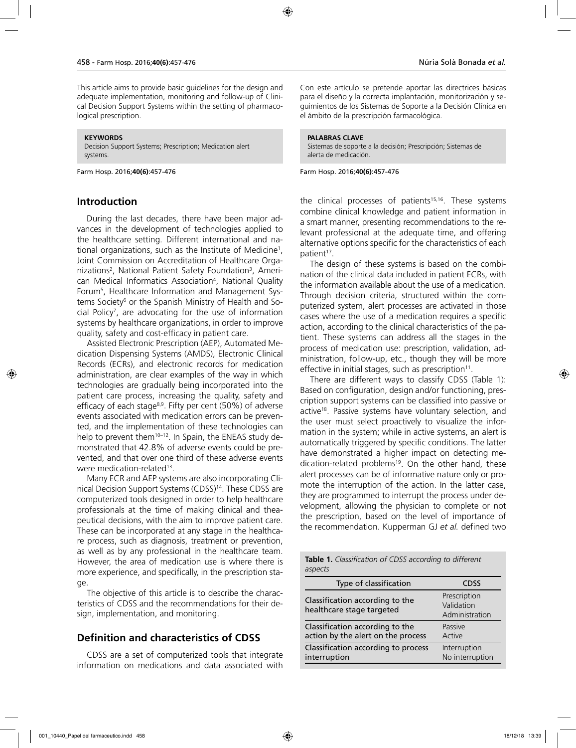This article aims to provide basic guidelines for the design and adequate implementation, monitoring and follow-up of Clinical Decision Support Systems within the setting of pharmacological prescription.

**KEYWORDS**
Decision Support Systems; Prescription; Medication alert systems.

Con este artículo se pretende aportar las directrices básicas para el diseño y la correcta implantación, monitorización y seguimientos de los Sistemas de Soporte a la Decisión Clínica en el ámbito de la prescripción farmacológica.

**PALABRAS CLAVE**
Sistemas de soporte a la decisión; Prescripción; Sistemas de alerta de medicación.

## Introduction

During the last decades, there have been major advances in the development of technologies applied to the healthcare setting. Different international and national organizations, such as the Institute of Medicine[1], Joint Commission on Accreditation of Healthcare Organizations[2], National Patient Safety Foundation[3], American Medical Informatics Association[4], National Quality Forum[5], Healthcare Information and Management Systems Society[6] or the Spanish Ministry of Health and Social Policy[7], are advocating for the use of information systems by healthcare organizations, in order to improve quality, safety and cost-efficacy in patient care.

Assisted Electronic Prescription (AEP), Automated Medication Dispensing Systems (AMDS), Electronic Clinical Records (ECRs), and electronic records for medication administration, are clear examples of the way in which technologies are gradually being incorporated into the patient care process, increasing the quality, safety and efficacy of each stage[8,9]. Fifty per cent (50%) of adverse events associated with medication errors can be prevented, and the implementation of these technologies can help to prevent them[10–12]. In Spain, the ENEAS study demonstrated that 42.8% of adverse events could be prevented, and that over one third of these adverse events were medication-related[13].

Many ECR and AEP systems are also incorporating Clinical Decision Support Systems (CDSS)[14]. These CDSS are computerized tools designed in order to help healthcare professionals at the time of making clinical and theapeutical decisions, with the aim to improve patient care. These can be incorporated at any stage in the healthcare process, such as diagnosis, treatment or prevention, as well as by any professional in the healthcare team. However, the area of medication use is where there is more experience, and specifically, in the prescription stage.

The objective of this article is to describe the characteristics of CDSS and the recommendations for their design, implementation, and monitoring.

## Definition and characteristics of CDSS

CDSS are a set of computerized tools that integrate information on medications and data associated with the clinical processes of patients[15,16]. These systems combine clinical knowledge and patient information in a smart manner, presenting recommendations to the relevant professional at the adequate time, and offering alternative options specific for the characteristics of each patient[17].

The design of these systems is based on the combination of the clinical data included in patient ECRs, with the information available about the use of a medication. Through decision criteria, structured within the computerized system, alert processes are activated in those cases where the use of a medication requires a specific action, according to the clinical characteristics of the patient. These systems can address all the stages in the process of medication use: prescription, validation, administration, follow-up, etc., though they will be more effective in initial stages, such as prescription[11].

There are different ways to classify CDSS (Table 1): Based on configuration, design and/or functioning, prescription support systems can be classified into passive or active[18]. Passive systems have voluntary selection, and the user must select proactively to visualize the information in the system; while in active systems, an alert is automatically triggered by specific conditions. The latter have demonstrated a higher impact on detecting medication-related problems[19]. On the other hand, these alert processes can be of informative nature only or promote the interruption of the action. In the latter case, they are programmed to interrupt the process under development, allowing the physician to complete or not the prescription, based on the level of importance of the recommendation. Kupperman GJ *et al.* defined two

**Table 1.** *Classification of CDSS according to different aspects*

| Type of classification | CDSS |
| --- | --- |
| Classification according to the healthcare stage targeted | Prescription<br>Validation<br>Administration |
| Classification according to the action by the alert on the process | Passive<br>Active |
| Classification according to process interruption | Interruption<br>No interruption |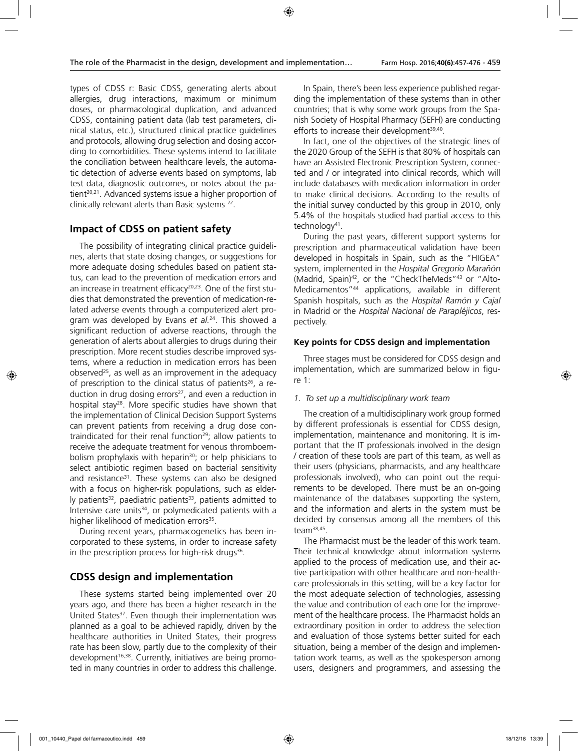types of CDSS r: Basic CDSS, generating alerts about allergies, drug interactions, maximum or minimum doses, or pharmacological duplication, and advanced CDSS, containing patient data (lab test parameters, clinical status, etc.), structured clinical practice guidelines and protocols, allowing drug selection and dosing according to comorbidities. These systems intend to facilitate the conciliation between healthcare levels, the automatic detection of adverse events based on symptoms, lab test data, diagnostic outcomes, or notes about the patient[20,21]. Advanced systems issue a higher proportion of clinically relevant alerts than Basic systems [22].

## Impact of CDSS on patient safety

The possibility of integrating clinical practice guidelines, alerts that state dosing changes, or suggestions for more adequate dosing schedules based on patient status, can lead to the prevention of medication errors and an increase in treatment efficacy[20,23]. One of the first studies that demonstrated the prevention of medication-related adverse events through a computerized alert program was developed by Evans *et al.*[24]. This showed a significant reduction of adverse reactions, through the generation of alerts about allergies to drugs during their prescription. More recent studies describe improved systems, where a reduction in medication errors has been observed[25], as well as an improvement in the adequacy of prescription to the clinical status of patients[26], a reduction in drug dosing errors[27], and even a reduction in hospital stay[28]. More specific studies have shown that the implementation of Clinical Decision Support Systems can prevent patients from receiving a drug dose contraindicated for their renal function[29]; allow patients to receive the adequate treatment for venous thromboembolism prophylaxis with heparin[30]; or help phisicians to select antibiotic regimen based on bacterial sensitivity and resistance[31]. These systems can also be designed with a focus on higher-risk populations, such as elderly patients[32], paediatric patients[33], patients admitted to Intensive care units[34], or polymedicated patients with a higher likelihood of medication errors[35].

During recent years, pharmacogenetics has been incorporated to these systems, in order to increase safety in the prescription process for high-risk drugs[36].

## CDSS design and implementation

These systems started being implemented over 20 years ago, and there has been a higher research in the United States[37]. Even though their implementation was planned as a goal to be achieved rapidly, driven by the healthcare authorities in United States, their progress rate has been slow, partly due to the complexity of their development[16,38]. Currently, initiatives are being promoted in many countries in order to address this challenge.

In Spain, there's been less experience published regarding the implementation of these systems than in other countries; that is why some work groups from the Spanish Society of Hospital Pharmacy (SEFH) are conducting efforts to increase their development[39,40].

In fact, one of the objectives of the strategic lines of the 2020 Group of the SEFH is that 80% of hospitals can have an Assisted Electronic Prescription System, connected and / or integrated into clinical records, which will include databases with medication information in order to make clinical decisions. According to the results of the initial survey conducted by this group in 2010, only 5.4% of the hospitals studied had partial access to this technology[41].

During the past years, different support systems for prescription and pharmaceutical validation have been developed in hospitals in Spain, such as the "HIGEA" system, implemented in the *Hospital Gregorio Marañón* (Madrid, Spain)[42], or the "CheckTheMeds"[43] or "Alto-Medicamentos"[44] applications, available in different Spanish hospitals, such as the *Hospital Ramón y Cajal* in Madrid or the *Hospital Nacional de Parapléjicos*, respectively.

### Key points for CDSS design and implementation

Three stages must be considered for CDSS design and implementation, which are summarized below in figure 1:

*1. To set up a multidisciplinary work team*

The creation of a multidisciplinary work group formed by different professionals is essential for CDSS design, implementation, maintenance and monitoring. It is important that the IT professionals involved in the design / creation of these tools are part of this team, as well as their users (physicians, pharmacists, and any healthcare professionals involved), who can point out the requirements to be developed. There must be an on-going maintenance of the databases supporting the system, and the information and alerts in the system must be decided by consensus among all the members of this team[38,45].

The Pharmacist must be the leader of this work team. Their technical knowledge about information systems applied to the process of medication use, and their active participation with other healthcare and non-healthcare professionals in this setting, will be a key factor for the most adequate selection of technologies, assessing the value and contribution of each one for the improvement of the healthcare process. The Pharmacist holds an extraordinary position in order to address the selection and evaluation of those systems better suited for each situation, being a member of the design and implementation work teams, as well as the spokesperson among users, designers and programmers, and assessing the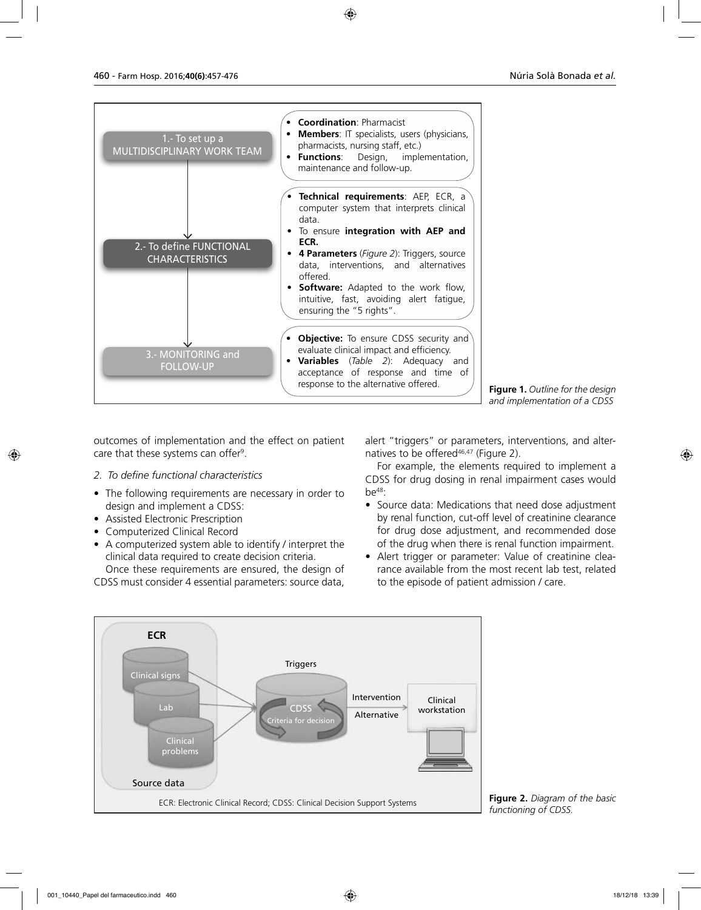1.- To set up a MULTIDISCIPLINARY WORK TEAM

- **Coordination**: Pharmacist
- **Members**: IT specialists, users (physicians, pharmacists, nursing staff, etc.)
- **Functions**: Design, implementation, maintenance and follow-up.

2.- To define FUNCTIONAL CHARACTERISTICS

- **Technical requirements**: AEP, ECR, a computer system that interprets clinical data.
- To ensure **integration with AEP and ECR.**
- **4 Parameters** (*Figure 2*): Triggers, source data, interventions, and alternatives offered.
- **Software:** Adapted to the work flow, intuitive, fast, avoiding alert fatigue, ensuring the "5 rights".

3.- MONITORING and FOLLOW-UP

- **Objective:** To ensure CDSS security and evaluate clinical impact and efficiency.
- **Variables** (*Table 2*): Adequacy and acceptance of response and time of response to the alternative offered.

**Figure 1.** *Outline for the design and implementation of a CDSS*

outcomes of implementation and the effect on patient care that these systems can offer[9].

*2. To define functional characteristics*

- The following requirements are necessary in order to design and implement a CDSS:
- Assisted Electronic Prescription
- Computerized Clinical Record
- A computerized system able to identify / interpret the clinical data required to create decision criteria.

Once these requirements are ensured, the design of CDSS must consider 4 essential parameters: source data, alert "triggers" or parameters, interventions, and alternatives to be offered[46,47] (Figure 2).

For example, the elements required to implement a CDSS for drug dosing in renal impairment cases would be[48]:

- Source data: Medications that need dose adjustment by renal function, cut-off level of creatinine clearance for drug dose adjustment, and recommended dose of the drug when there is renal function impairment.
- Alert trigger or parameter: Value of creatinine clearance available from the most recent lab test, related to the episode of patient admission / care.

ECR — Clinical signs, Lab, Clinical problems — Source data → Triggers → CDSS (Criteria for decision) → Intervention / Alternative → Clinical workstation

ECR: Electronic Clinical Record; CDSS: Clinical Decision Support Systems

**Figure 2.** *Diagram of the basic functioning of CDSS.*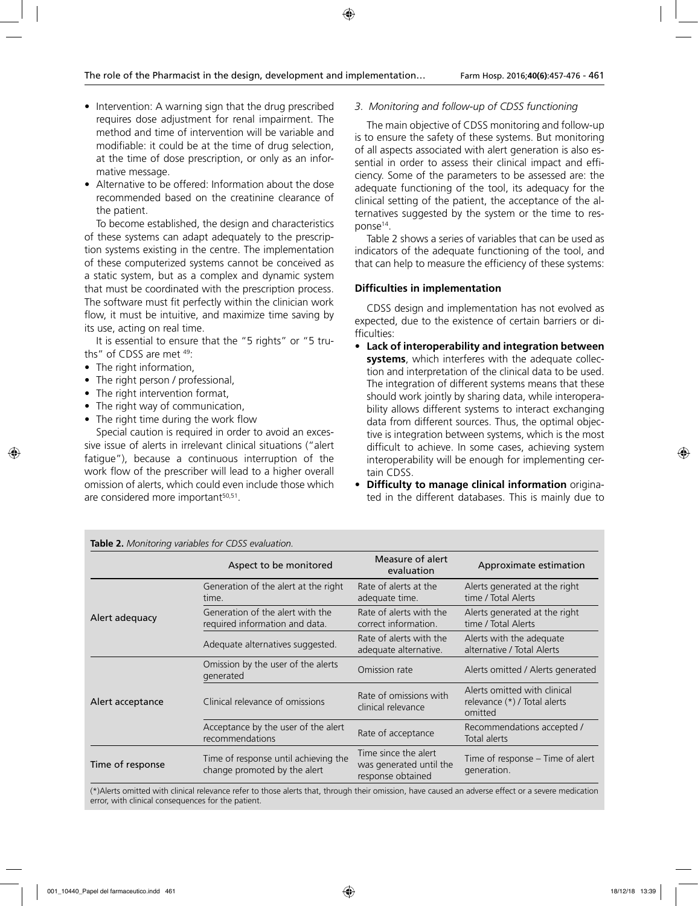- Intervention: A warning sign that the drug prescribed requires dose adjustment for renal impairment. The method and time of intervention will be variable and modifiable: it could be at the time of drug selection, at the time of dose prescription, or only as an informative message.
- Alternative to be offered: Information about the dose recommended based on the creatinine clearance of the patient.

To become established, the design and characteristics of these systems can adapt adequately to the prescription systems existing in the centre. The implementation of these computerized systems cannot be conceived as a static system, but as a complex and dynamic system that must be coordinated with the prescription process. The software must fit perfectly within the clinician work flow, it must be intuitive, and maximize time saving by its use, acting on real time.

It is essential to ensure that the "5 rights" or "5 truths" of CDSS are met [49]:

- The right information,
- The right person / professional,
- The right intervention format,
- The right way of communication,
- The right time during the work flow

Special caution is required in order to avoid an excessive issue of alerts in irrelevant clinical situations ("alert fatigue"), because a continuous interruption of the work flow of the prescriber will lead to a higher overall omission of alerts, which could even include those which are considered more important[50,51].

*3. Monitoring and follow-up of CDSS functioning*

The main objective of CDSS monitoring and follow-up is to ensure the safety of these systems. But monitoring of all aspects associated with alert generation is also essential in order to assess their clinical impact and efficiency. Some of the parameters to be assessed are: the adequate functioning of the tool, its adequacy for the clinical setting of the patient, the acceptance of the alternatives suggested by the system or the time to response[14].

Table 2 shows a series of variables that can be used as indicators of the adequate functioning of the tool, and that can help to measure the efficiency of these systems:

### Difficulties in implementation

CDSS design and implementation has not evolved as expected, due to the existence of certain barriers or difficulties:

- **Lack of interoperability and integration between systems**, which interferes with the adequate collection and interpretation of the clinical data to be used. The integration of different systems means that these should work jointly by sharing data, while interoperability allows different systems to interact exchanging data from different sources. Thus, the optimal objective is integration between systems, which is the most difficult to achieve. In some cases, achieving system interoperability will be enough for implementing certain CDSS.
- **Difficulty to manage clinical information** originated in the different databases. This is mainly due to

**Table 2.** *Monitoring variables for CDSS evaluation.*

| | Aspect to be monitored | Measure of alert evaluation | Approximate estimation |
|---|---|---|---|
| Alert adequacy | Generation of the alert at the right time. | Rate of alerts at the adequate time. | Alerts generated at the right time / Total Alerts |
| | Generation of the alert with the required information and data. | Rate of alerts with the correct information. | Alerts generated at the right time / Total Alerts |
| | Adequate alternatives suggested. | Rate of alerts with the adequate alternative. | Alerts with the adequate alternative / Total Alerts |
| Alert acceptance | Omission by the user of the alerts generated | Omission rate | Alerts omitted / Alerts generated |
| | Clinical relevance of omissions | Rate of omissions with clinical relevance | Alerts omitted with clinical relevance (*) / Total alerts omitted |
| | Acceptance by the user of the alert recommendations | Rate of acceptance | Recommendations accepted / Total alerts |
| Time of response | Time of response until achieving the change promoted by the alert | Time since the alert was generated until the response obtained | Time of response – Time of alert generation. |

(*)Alerts omitted with clinical relevance refer to those alerts that, through their omission, have caused an adverse effect or a severe medication error, with clinical consequences for the patient.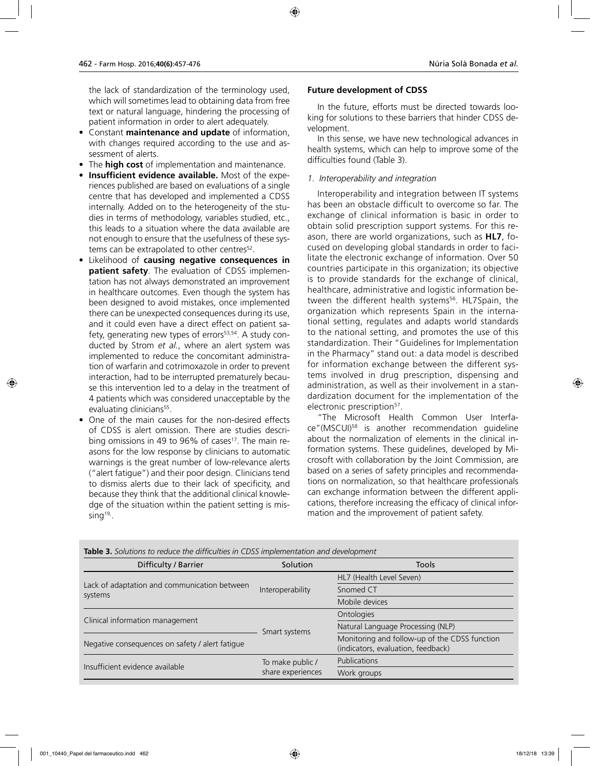the lack of standardization of the terminology used, which will sometimes lead to obtaining data from free text or natural language, hindering the processing of patient information in order to alert adequately.

- Constant **maintenance and update** of information, with changes required according to the use and assessment of alerts.
- The **high cost** of implementation and maintenance.
- **Insufficient evidence available.** Most of the experiences published are based on evaluations of a single centre that has developed and implemented a CDSS internally. Added on to the heterogeneity of the studies in terms of methodology, variables studied, etc., this leads to a situation where the data available are not enough to ensure that the usefulness of these systems can be extrapolated to other centres[52].
- Likelihood of **causing negative consequences in patient safety**. The evaluation of CDSS implementation has not always demonstrated an improvement in healthcare outcomes. Even though the system has been designed to avoid mistakes, once implemented there can be unexpected consequences during its use, and it could even have a direct effect on patient safety, generating new types of errors[53,54]. A study conducted by Strom *et al.*, where an alert system was implemented to reduce the concomitant administration of warfarin and cotrimoxazole in order to prevent interaction, had to be interrupted prematurely because this intervention led to a delay in the treatment of 4 patients which was considered unacceptable by the evaluating clinicians[55].
- One of the main causes for the non-desired effects of CDSS is alert omission. There are studies describing omissions in 49 to 96% of cases[17]. The main reasons for the low response by clinicians to automatic warnings is the great number of low-relevance alerts ("alert fatigue") and their poor design. Clinicians tend to dismiss alerts due to their lack of specificity, and because they think that the additional clinical knowledge of the situation within the patient setting is missing[19].

**Future development of CDSS**

In the future, efforts must be directed towards looking for solutions to these barriers that hinder CDSS development.

In this sense, we have new technological advances in health systems, which can help to improve some of the difficulties found (Table 3).

*1. Interoperability and integration*

Interoperability and integration between IT systems has been an obstacle difficult to overcome so far. The exchange of clinical information is basic in order to obtain solid prescription support systems. For this reason, there are world organizations, such as **HL7**, focused on developing global standards in order to facilitate the electronic exchange of information. Over 50 countries participate in this organization; its objective is to provide standards for the exchange of clinical, healthcare, administrative and logistic information between the different health systems[56]. HL7Spain, the organization which represents Spain in the international setting, regulates and adapts world standards to the national setting, and promotes the use of this standardization. Their "Guidelines for Implementation in the Pharmacy" stand out: a data model is described for information exchange between the different systems involved in drug prescription, dispensing and administration, as well as their involvement in a standardization document for the implementation of the electronic prescription[57].

"The Microsoft Health Common User Interface"(MSCUI)[58] is another recommendation guideline about the normalization of elements in the clinical information systems. These guidelines, developed by Microsoft with collaboration by the Joint Commission, are based on a series of safety principles and recommendations on normalization, so that healthcare professionals can exchange information between the different applications, therefore increasing the efficacy of clinical information and the improvement of patient safety.

**Table 3.** *Solutions to reduce the difficulties in CDSS implementation and development*

| Difficulty / Barrier | Solution | Tools |
|---|---|---|
| Lack of adaptation and communication between systems | Interoperability | HL7 (Health Level Seven) |
| | | Snomed CT |
| | | Mobile devices |
| Clinical information management | Smart systems | Ontologies |
| | | Natural Language Processing (NLP) |
| Negative consequences on safety / alert fatigue | | Monitoring and follow-up of the CDSS function (indicators, evaluation, feedback) |
| Insufficient evidence available | To make public / share experiences | Publications |
| | | Work groups |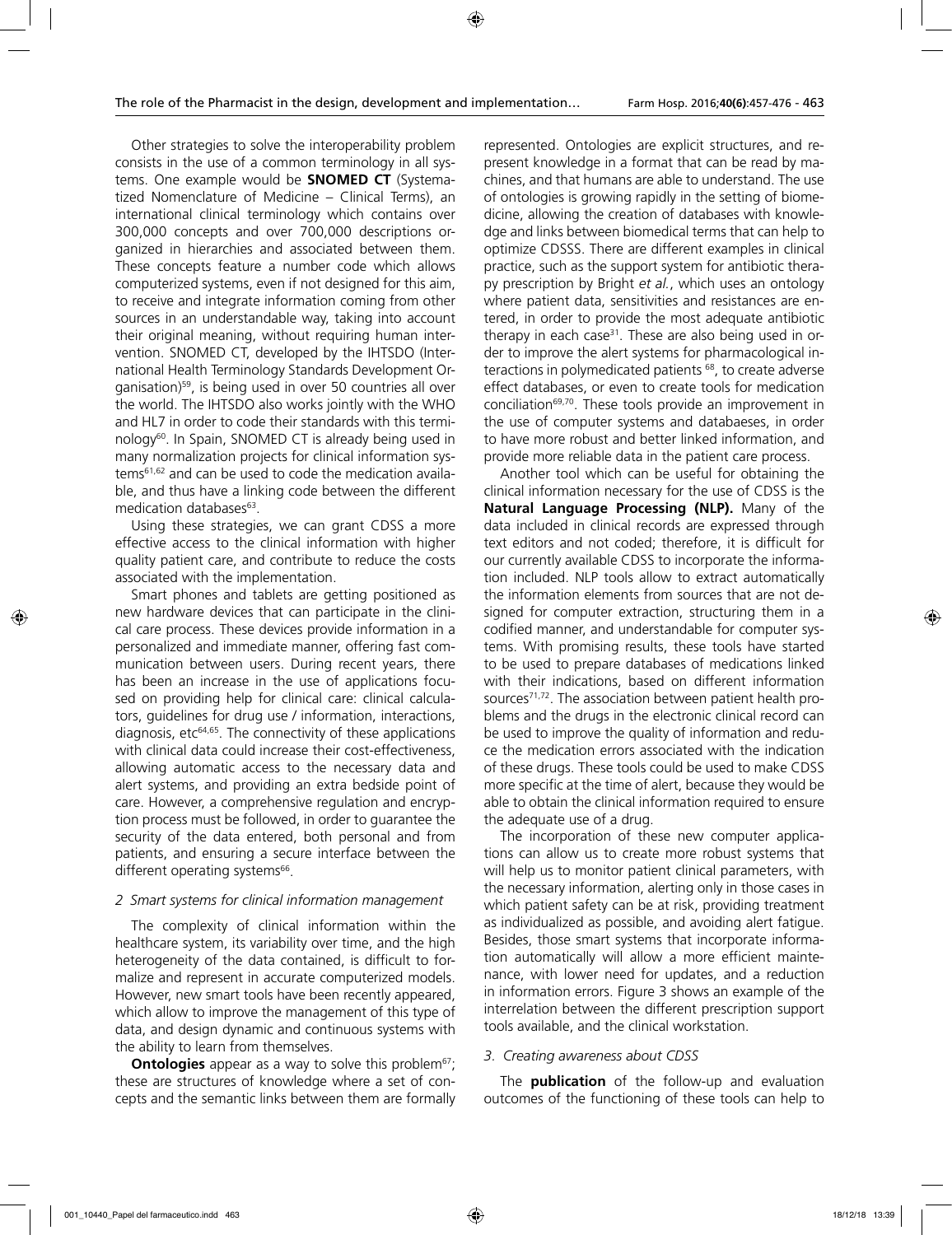Other strategies to solve the interoperability problem consists in the use of a common terminology in all systems. One example would be **SNOMED CT** (Systematized Nomenclature of Medicine – Clinical Terms), an international clinical terminology which contains over 300,000 concepts and over 700,000 descriptions organized in hierarchies and associated between them. These concepts feature a number code which allows computerized systems, even if not designed for this aim, to receive and integrate information coming from other sources in an understandable way, taking into account their original meaning, without requiring human intervention. SNOMED CT, developed by the IHTSDO (International Health Terminology Standards Development Organisation)[59], is being used in over 50 countries all over the world. The IHTSDO also works jointly with the WHO and HL7 in order to code their standards with this terminology[60]. In Spain, SNOMED CT is already being used in many normalization projects for clinical information systems[61,62] and can be used to code the medication available, and thus have a linking code between the different medication databases[63].

Using these strategies, we can grant CDSS a more effective access to the clinical information with higher quality patient care, and contribute to reduce the costs associated with the implementation.

Smart phones and tablets are getting positioned as new hardware devices that can participate in the clinical care process. These devices provide information in a personalized and immediate manner, offering fast communication between users. During recent years, there has been an increase in the use of applications focused on providing help for clinical care: clinical calculators, guidelines for drug use / information, interactions, diagnosis, etc[64,65]. The connectivity of these applications with clinical data could increase their cost-effectiveness, allowing automatic access to the necessary data and alert systems, and providing an extra bedside point of care. However, a comprehensive regulation and encryption process must be followed, in order to guarantee the security of the data entered, both personal and from patients, and ensuring a secure interface between the different operating systems[66].

*2 Smart systems for clinical information management*

The complexity of clinical information within the healthcare system, its variability over time, and the high heterogeneity of the data contained, is difficult to formalize and represent in accurate computerized models. However, new smart tools have been recently appeared, which allow to improve the management of this type of data, and design dynamic and continuous systems with the ability to learn from themselves.

**Ontologies** appear as a way to solve this problem[67]; these are structures of knowledge where a set of concepts and the semantic links between them are formally represented. Ontologies are explicit structures, and represent knowledge in a format that can be read by machines, and that humans are able to understand. The use of ontologies is growing rapidly in the setting of biomedicine, allowing the creation of databases with knowledge and links between biomedical terms that can help to optimize CDSSS. There are different examples in clinical practice, such as the support system for antibiotic therapy prescription by Bright *et al.*, which uses an ontology where patient data, sensitivities and resistances are entered, in order to provide the most adequate antibiotic therapy in each case[31]. These are also being used in order to improve the alert systems for pharmacological interactions in polymedicated patients [68], to create adverse effect databases, or even to create tools for medication conciliation[69,70]. These tools provide an improvement in the use of computer systems and databaeses, in order to have more robust and better linked information, and provide more reliable data in the patient care process.

Another tool which can be useful for obtaining the clinical information necessary for the use of CDSS is the **Natural Language Processing (NLP).** Many of the data included in clinical records are expressed through text editors and not coded; therefore, it is difficult for our currently available CDSS to incorporate the information included. NLP tools allow to extract automatically the information elements from sources that are not designed for computer extraction, structuring them in a codified manner, and understandable for computer systems. With promising results, these tools have started to be used to prepare databases of medications linked with their indications, based on different information sources[71,72]. The association between patient health problems and the drugs in the electronic clinical record can be used to improve the quality of information and reduce the medication errors associated with the indication of these drugs. These tools could be used to make CDSS more specific at the time of alert, because they would be able to obtain the clinical information required to ensure the adequate use of a drug.

The incorporation of these new computer applications can allow us to create more robust systems that will help us to monitor patient clinical parameters, with the necessary information, alerting only in those cases in which patient safety can be at risk, providing treatment as individualized as possible, and avoiding alert fatigue. Besides, those smart systems that incorporate information automatically will allow a more efficient maintenance, with lower need for updates, and a reduction in information errors. Figure 3 shows an example of the interrelation between the different prescription support tools available, and the clinical workstation.

*3. Creating awareness about CDSS*

The **publication** of the follow-up and evaluation outcomes of the functioning of these tools can help to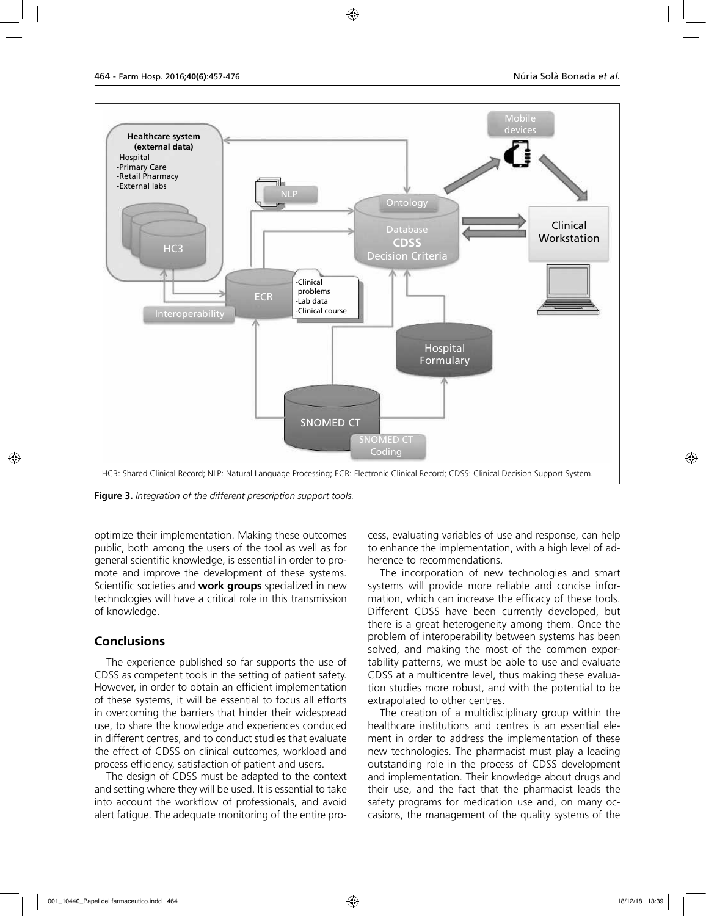HC3: Shared Clinical Record; NLP: Natural Language Processing; ECR: Electronic Clinical Record; CDSS: Clinical Decision Support System.

**Figure 3.** *Integration of the different prescription support tools.*

optimize their implementation. Making these outcomes public, both among the users of the tool as well as for general scientific knowledge, is essential in order to promote and improve the development of these systems. Scientific societies and **work groups** specialized in new technologies will have a critical role in this transmission of knowledge.

## Conclusions

The experience published so far supports the use of CDSS as competent tools in the setting of patient safety. However, in order to obtain an efficient implementation of these systems, it will be essential to focus all efforts in overcoming the barriers that hinder their widespread use, to share the knowledge and experiences conduced in different centres, and to conduct studies that evaluate the effect of CDSS on clinical outcomes, workload and process efficiency, satisfaction of patient and users.

The design of CDSS must be adapted to the context and setting where they will be used. It is essential to take into account the workflow of professionals, and avoid alert fatigue. The adequate monitoring of the entire process, evaluating variables of use and response, can help to enhance the implementation, with a high level of adherence to recommendations.

The incorporation of new technologies and smart systems will provide more reliable and concise information, which can increase the efficacy of these tools. Different CDSS have been currently developed, but there is a great heterogeneity among them. Once the problem of interoperability between systems has been solved, and making the most of the common exportability patterns, we must be able to use and evaluate CDSS at a multicentre level, thus making these evaluation studies more robust, and with the potential to be extrapolated to other centres.

The creation of a multidisciplinary group within the healthcare institutions and centres is an essential element in order to address the implementation of these new technologies. The pharmacist must play a leading outstanding role in the process of CDSS development and implementation. Their knowledge about drugs and their use, and the fact that the pharmacist leads the safety programs for medication use and, on many occasions, the management of the quality systems of the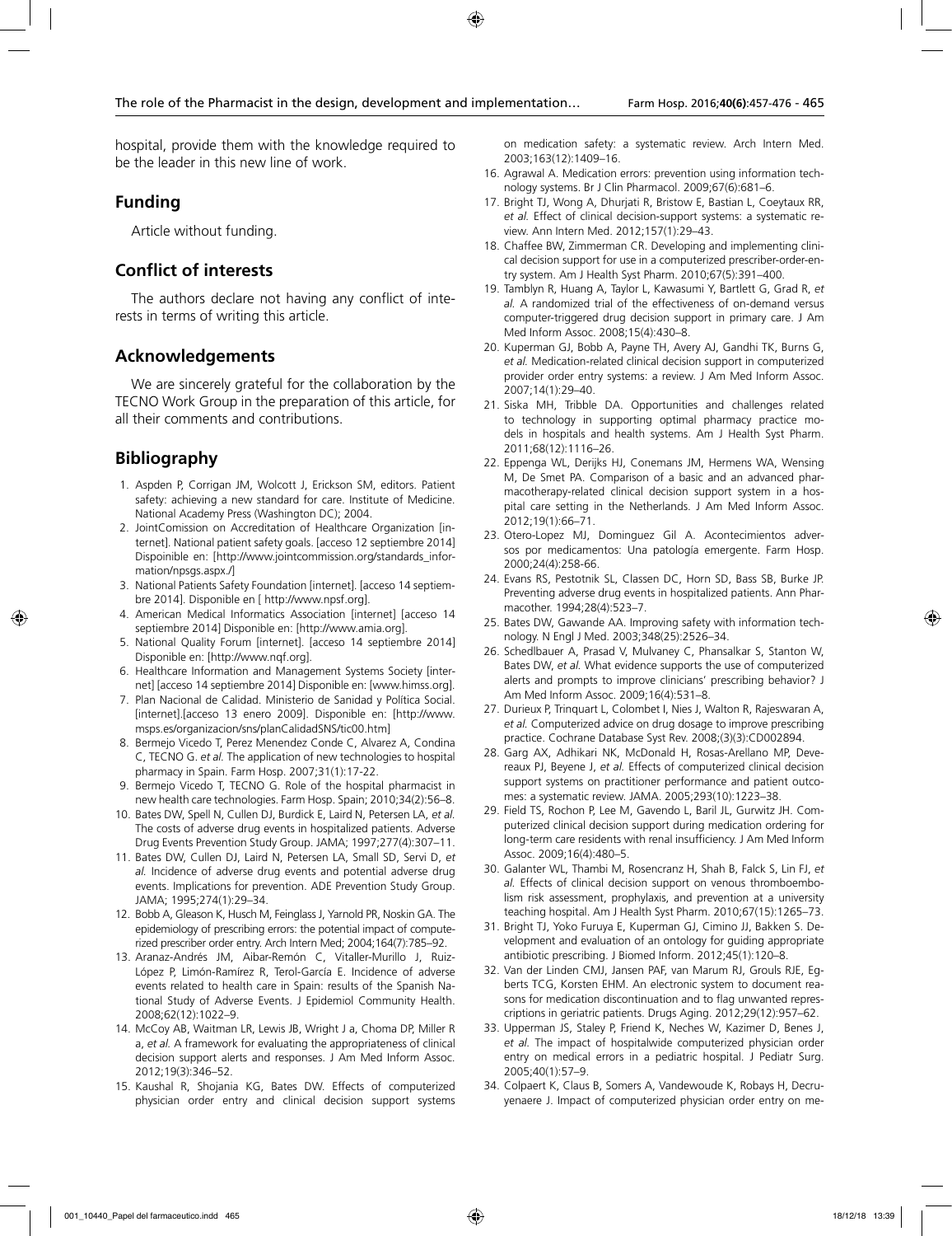hospital, provide them with the knowledge required to be the leader in this new line of work.

## Funding

Article without funding.

## Conflict of interests

The authors declare not having any conflict of interests in terms of writing this article.

## Acknowledgements

We are sincerely grateful for the collaboration by the TECNO Work Group in the preparation of this article, for all their comments and contributions.

## Bibliography

1. Aspden P, Corrigan JM, Wolcott J, Erickson SM, editors. Patient safety: achieving a new standard for care. Institute of Medicine. National Academy Press (Washington DC); 2004.
2. JointComission on Accreditation of Healthcare Organization [internet]. National patient safety goals. [acceso 12 septiembre 2014] Dispoinible en: [http://www.jointcommission.org/standards_information/npsgs.aspx./]
3. National Patients Safety Foundation [internet]. [acceso 14 septiembre 2014]. Disponible en [ http://www.npsf.org].
4. American Medical Informatics Association [internet] [acceso 14 septiembre 2014] Disponible en: [http://www.amia.org].
5. National Quality Forum [internet]. [acceso 14 septiembre 2014] Disponible en: [http://www.nqf.org].
6. Healthcare Information and Management Systems Society [internet] [acceso 14 septiembre 2014] Disponible en: [www.himss.org].
7. Plan Nacional de Calidad. Ministerio de Sanidad y Política Social. [internet].[acceso 13 enero 2009]. Disponible en: [http://www.msps.es/organizacion/sns/planCalidadSNS/tic00.htm]
8. Bermejo Vicedo T, Perez Menendez Conde C, Alvarez A, Condina C, TECNO G. *et al.* The application of new technologies to hospital pharmacy in Spain. Farm Hosp. 2007;31(1):17-22.
9. Bermejo Vicedo T, TECNO G. Role of the hospital pharmacist in new health care technologies. Farm Hosp. Spain; 2010;34(2):56–8.
10. Bates DW, Spell N, Cullen DJ, Burdick E, Laird N, Petersen LA, *et al.* The costs of adverse drug events in hospitalized patients. Adverse Drug Events Prevention Study Group. JAMA; 1997;277(4):307–11.
11. Bates DW, Cullen DJ, Laird N, Petersen LA, Small SD, Servi D, *et al.* Incidence of adverse drug events and potential adverse drug events. Implications for prevention. ADE Prevention Study Group. JAMA; 1995;274(1):29–34.
12. Bobb A, Gleason K, Husch M, Feinglass J, Yarnold PR, Noskin GA. The epidemiology of prescribing errors: the potential impact of computerized prescriber order entry. Arch Intern Med; 2004;164(7):785–92.
13. Aranaz-Andrés JM, Aibar-Remón C, Vitaller-Murillo J, Ruiz-López P, Limón-Ramírez R, Terol-García E. Incidence of adverse events related to health care in Spain: results of the Spanish National Study of Adverse Events. J Epidemiol Community Health. 2008;62(12):1022–9.
14. McCoy AB, Waitman LR, Lewis JB, Wright J a, Choma DP, Miller R a, *et al.* A framework for evaluating the appropriateness of clinical decision support alerts and responses. J Am Med Inform Assoc. 2012;19(3):346–52.
15. Kaushal R, Shojania KG, Bates DW. Effects of computerized physician order entry and clinical decision support systems on medication safety: a systematic review. Arch Intern Med. 2003;163(12):1409–16.
16. Agrawal A. Medication errors: prevention using information technology systems. Br J Clin Pharmacol. 2009;67(6):681–6.
17. Bright TJ, Wong A, Dhurjati R, Bristow E, Bastian L, Coeytaux RR, *et al.* Effect of clinical decision-support systems: a systematic review. Ann Intern Med. 2012;157(1):29–43.
18. Chaffee BW, Zimmerman CR. Developing and implementing clinical decision support for use in a computerized prescriber-order-entry system. Am J Health Syst Pharm. 2010;67(5):391–400.
19. Tamblyn R, Huang A, Taylor L, Kawasumi Y, Bartlett G, Grad R, *et al.* A randomized trial of the effectiveness of on-demand versus computer-triggered drug decision support in primary care. J Am Med Inform Assoc. 2008;15(4):430–8.
20. Kuperman GJ, Bobb A, Payne TH, Avery AJ, Gandhi TK, Burns G, *et al.* Medication-related clinical decision support in computerized provider order entry systems: a review. J Am Med Inform Assoc. 2007;14(1):29–40.
21. Siska MH, Tribble DA. Opportunities and challenges related to technology in supporting optimal pharmacy practice models in hospitals and health systems. Am J Health Syst Pharm. 2011;68(12):1116–26.
22. Eppenga WL, Derijks HJ, Conemans JM, Hermens WA, Wensing M, De Smet PA. Comparison of a basic and an advanced pharmacotherapy-related clinical decision support system in a hospital care setting in the Netherlands. J Am Med Inform Assoc. 2012;19(1):66–71.
23. Otero-Lopez MJ, Dominguez Gil A. Acontecimientos adversos por medicamentos: Una patología emergente. Farm Hosp. 2000;24(4):258-66.
24. Evans RS, Pestotnik SL, Classen DC, Horn SD, Bass SB, Burke JP. Preventing adverse drug events in hospitalized patients. Ann Pharmacother. 1994;28(4):523–7.
25. Bates DW, Gawande AA. Improving safety with information technology. N Engl J Med. 2003;348(25):2526–34.
26. Schedlbauer A, Prasad V, Mulvaney C, Phansalkar S, Stanton W, Bates DW, *et al.* What evidence supports the use of computerized alerts and prompts to improve clinicians' prescribing behavior? J Am Med Inform Assoc. 2009;16(4):531–8.
27. Durieux P, Trinquart L, Colombet I, Nies J, Walton R, Rajeswaran A, *et al.* Computerized advice on drug dosage to improve prescribing practice. Cochrane Database Syst Rev. 2008;(3)(3):CD002894.
28. Garg AX, Adhikari NK, McDonald H, Rosas-Arellano MP, Devereaux PJ, Beyene J, *et al.* Effects of computerized clinical decision support systems on practitioner performance and patient outcomes: a systematic review. JAMA. 2005;293(10):1223–38.
29. Field TS, Rochon P, Lee M, Gavendo L, Baril JL, Gurwitz JH. Computerized clinical decision support during medication ordering for long-term care residents with renal insufficiency. J Am Med Inform Assoc. 2009;16(4):480–5.
30. Galanter WL, Thambi M, Rosencranz H, Shah B, Falck S, Lin FJ, *et al.* Effects of clinical decision support on venous thromboembolism risk assessment, prophylaxis, and prevention at a university teaching hospital. Am J Health Syst Pharm. 2010;67(15):1265–73.
31. Bright TJ, Yoko Furuya E, Kuperman GJ, Cimino JJ, Bakken S. Development and evaluation of an ontology for guiding appropriate antibiotic prescribing. J Biomed Inform. 2012;45(1):120–8.
32. Van der Linden CMJ, Jansen PAF, van Marum RJ, Grouls RJE, Egberts TCG, Korsten EHM. An electronic system to document reasons for medication discontinuation and to flag unwanted represcriptions in geriatric patients. Drugs Aging. 2012;29(12):957–62.
33. Upperman JS, Staley P, Friend K, Neches W, Kazimer D, Benes J, *et al.* The impact of hospitalwide computerized physician order entry on medical errors in a pediatric hospital. J Pediatr Surg. 2005;40(1):57–9.
34. Colpaert K, Claus B, Somers A, Vandewoude K, Robays H, Decruyenaere J. Impact of computerized physician order entry on me-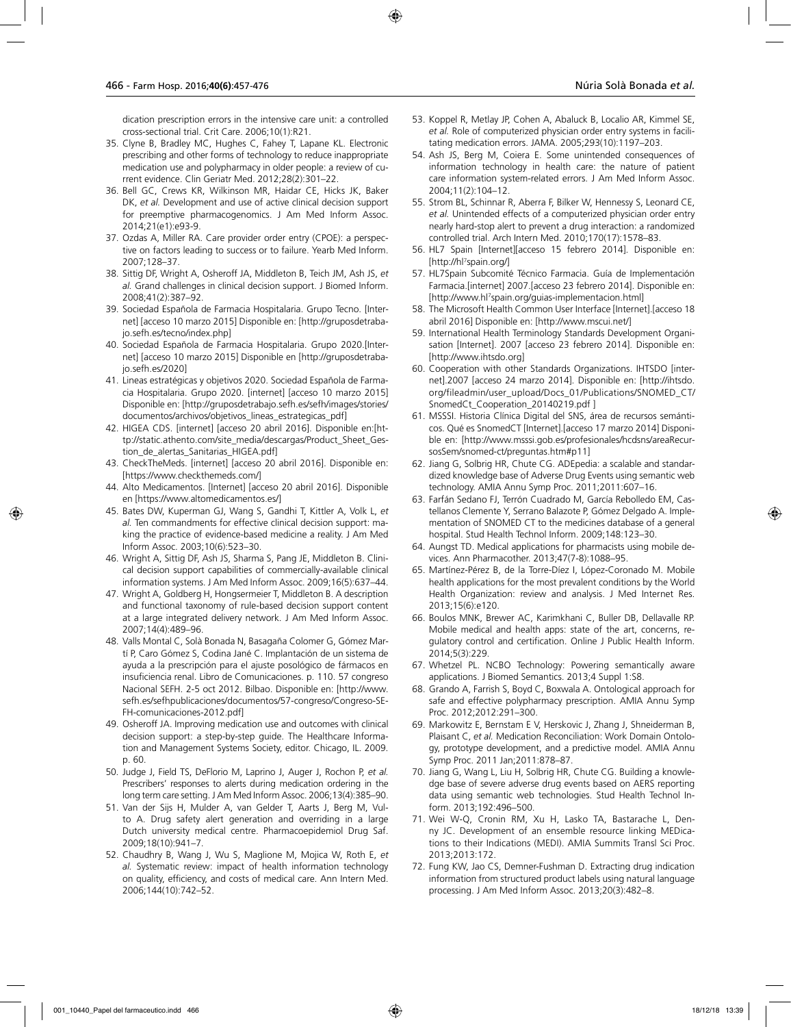dication prescription errors in the intensive care unit: a controlled cross-sectional trial. Crit Care. 2006;10(1):R21.

35. Clyne B, Bradley MC, Hughes C, Fahey T, Lapane KL. Electronic prescribing and other forms of technology to reduce inappropriate medication use and polypharmacy in older people: a review of current evidence. Clin Geriatr Med. 2012;28(2):301–22.
36. Bell GC, Crews KR, Wilkinson MR, Haidar CE, Hicks JK, Baker DK, *et al.* Development and use of active clinical decision support for preemptive pharmacogenomics. J Am Med Inform Assoc. 2014;21(e1):e93-9.
37. Ozdas A, Miller RA. Care provider order entry (CPOE): a perspective on factors leading to success or to failure. Yearb Med Inform. 2007;128–37.
38. Sittig DF, Wright A, Osheroff JA, Middleton B, Teich JM, Ash JS, *et al.* Grand challenges in clinical decision support. J Biomed Inform. 2008;41(2):387–92.
39. Sociedad Española de Farmacia Hospitalaria. Grupo Tecno. [Internet] [acceso 10 marzo 2015] Disponible en: [http://gruposdetrabajo.sefh.es/tecno/index.php]
40. Sociedad Española de Farmacia Hospitalaria. Grupo 2020.[Internet] [acceso 10 marzo 2015] Disponible en [http://gruposdetrabajo.sefh.es/2020]
41. Lineas estratégicas y objetivos 2020. Sociedad Española de Farmacia Hospitalaria. Grupo 2020. [internet] [acceso 10 marzo 2015] Disponible en: [http://gruposdetrabajo.sefh.es/sefh/images/stories/documentos/archivos/objetivos_lineas_estrategicas_pdf]
42. HIGEA CDS. [internet] [acceso 20 abril 2016]. Disponible en:[http://static.athento.com/site_media/descargas/Product_Sheet_Gestion_de_alertas_Sanitarias_HIGEA.pdf]
43. CheckTheMeds. [internet] [acceso 20 abril 2016]. Disponible en: [https://www.checkthemeds.com/]
44. Alto Medicamentos. [Internet] [acceso 20 abril 2016]. Disponible en [https://www.altomedicamentos.es/]
45. Bates DW, Kuperman GJ, Wang S, Gandhi T, Kittler A, Volk L, *et al.* Ten commandments for effective clinical decision support: making the practice of evidence-based medicine a reality. J Am Med Inform Assoc. 2003;10(6):523–30.
46. Wright A, Sittig DF, Ash JS, Sharma S, Pang JE, Middleton B. Clinical decision support capabilities of commercially-available clinical information systems. J Am Med Inform Assoc. 2009;16(5):637–44.
47. Wright A, Goldberg H, Hongsermeier T, Middleton B. A description and functional taxonomy of rule-based decision support content at a large integrated delivery network. J Am Med Inform Assoc. 2007;14(4):489–96.
48. Valls Montal C, Solà Bonada N, Basagaña Colomer G, Gómez Martí P, Caro Gómez S, Codina Jané C. Implantación de un sistema de ayuda a la prescripción para el ajuste posológico de fármacos en insuficiencia renal. Libro de Comunicaciones. p. 110. 57 congreso Nacional SEFH. 2-5 oct 2012. Bilbao. Disponible en: [http://www.sefh.es/sefhpublicaciones/documentos/57-congreso/Congreso-SEFH-comunicaciones-2012.pdf]
49. Osheroff JA. Improving medication use and outcomes with clinical decision support: a step-by-step guide. The Healthcare Information and Management Systems Society, editor. Chicago, IL. 2009. p. 60.
50. Judge J, Field TS, DeFlorio M, Laprino J, Auger J, Rochon P, *et al.* Prescribers' responses to alerts during medication ordering in the long term care setting. J Am Med Inform Assoc. 2006;13(4):385–90.
51. Van der Sijs H, Mulder A, van Gelder T, Aarts J, Berg M, Vulto A. Drug safety alert generation and overriding in a large Dutch university medical centre. Pharmacoepidemiol Drug Saf. 2009;18(10):941–7.
52. Chaudhry B, Wang J, Wu S, Maglione M, Mojica W, Roth E, *et al.* Systematic review: impact of health information technology on quality, efficiency, and costs of medical care. Ann Intern Med. 2006;144(10):742–52.
53. Koppel R, Metlay JP, Cohen A, Abaluck B, Localio AR, Kimmel SE, *et al.* Role of computerized physician order entry systems in facilitating medication errors. JAMA. 2005;293(10):1197–203.
54. Ash JS, Berg M, Coiera E. Some unintended consequences of information technology in health care: the nature of patient care information system-related errors. J Am Med Inform Assoc. 2004;11(2):104–12.
55. Strom BL, Schinnar R, Aberra F, Bilker W, Hennessy S, Leonard CE, *et al.* Unintended effects of a computerized physician order entry nearly hard-stop alert to prevent a drug interaction: a randomized controlled trial. Arch Intern Med. 2010;170(17):1578–83.
56. HL7 Spain [Internet][acceso 15 febrero 2014]. Disponible en: [http://hl7spain.org/]
57. HL7Spain Subcomité Técnico Farmacia. Guía de Implementación Farmacia.[internet] 2007.[acceso 23 febrero 2014]. Disponible en: [http://www.hl7spain.org/guias-implementacion.html]
58. The Microsoft Health Common User Interface [Internet].[acceso 18 abril 2016] Disponible en: [http://www.mscui.net/]
59. International Health Terminology Standards Development Organisation [Internet]. 2007 [acceso 23 febrero 2014]. Disponible en: [http://www.ihtsdo.org]
60. Cooperation with other Standards Organizations. IHTSDO [internet].2007 [acceso 24 marzo 2014]. Disponible en: [http://ihtsdo.org/fileadmin/user_upload/Docs_01/Publications/SNOMED_CT/SnomedCt_Cooperation_20140219.pdf ]
61. MSSSI. Historia Clínica Digital del SNS, área de recursos semánticos. Qué es SnomedCT [Internet].[acceso 17 marzo 2014] Disponible en: [http://www.msssi.gob.es/profesionales/hcdsns/areaRecursosSem/snomed-ct/preguntas.htm#p11]
62. Jiang G, Solbrig HR, Chute CG. ADEpedia: a scalable and standardized knowledge base of Adverse Drug Events using semantic web technology. AMIA Annu Symp Proc. 2011;2011:607–16.
63. Farfán Sedano FJ, Terrón Cuadrado M, García Rebolledo EM, Castellanos Clemente Y, Serrano Balazote P, Gómez Delgado A. Implementation of SNOMED CT to the medicines database of a general hospital. Stud Health Technol Inform. 2009;148:123–30.
64. Aungst TD. Medical applications for pharmacists using mobile devices. Ann Pharmacother. 2013;47(7-8):1088–95.
65. Martínez-Pérez B, de la Torre-Díez I, López-Coronado M. Mobile health applications for the most prevalent conditions by the World Health Organization: review and analysis. J Med Internet Res. 2013;15(6):e120.
66. Boulos MNK, Brewer AC, Karimkhani C, Buller DB, Dellavalle RP. Mobile medical and health apps: state of the art, concerns, regulatory control and certification. Online J Public Health Inform. 2014;5(3):229.
67. Whetzel PL. NCBO Technology: Powering semantically aware applications. J Biomed Semantics. 2013;4 Suppl 1:S8.
68. Grando A, Farrish S, Boyd C, Boxwala A. Ontological approach for safe and effective polypharmacy prescription. AMIA Annu Symp Proc. 2012;2012:291–300.
69. Markowitz E, Bernstam E V, Herskovic J, Zhang J, Shneiderman B, Plaisant C, *et al.* Medication Reconciliation: Work Domain Ontology, prototype development, and a predictive model. AMIA Annu Symp Proc. 2011 Jan;2011:878–87.
70. Jiang G, Wang L, Liu H, Solbrig HR, Chute CG. Building a knowledge base of severe adverse drug events based on AERS reporting data using semantic web technologies. Stud Health Technol Inform. 2013;192:496–500.
71. Wei W-Q, Cronin RM, Xu H, Lasko TA, Bastarache L, Denny JC. Development of an ensemble resource linking MEDications to their Indications (MEDI). AMIA Summits Transl Sci Proc. 2013;2013:172.
72. Fung KW, Jao CS, Demner-Fushman D. Extracting drug indication information from structured product labels using natural language processing. J Am Med Inform Assoc. 2013;20(3):482–8.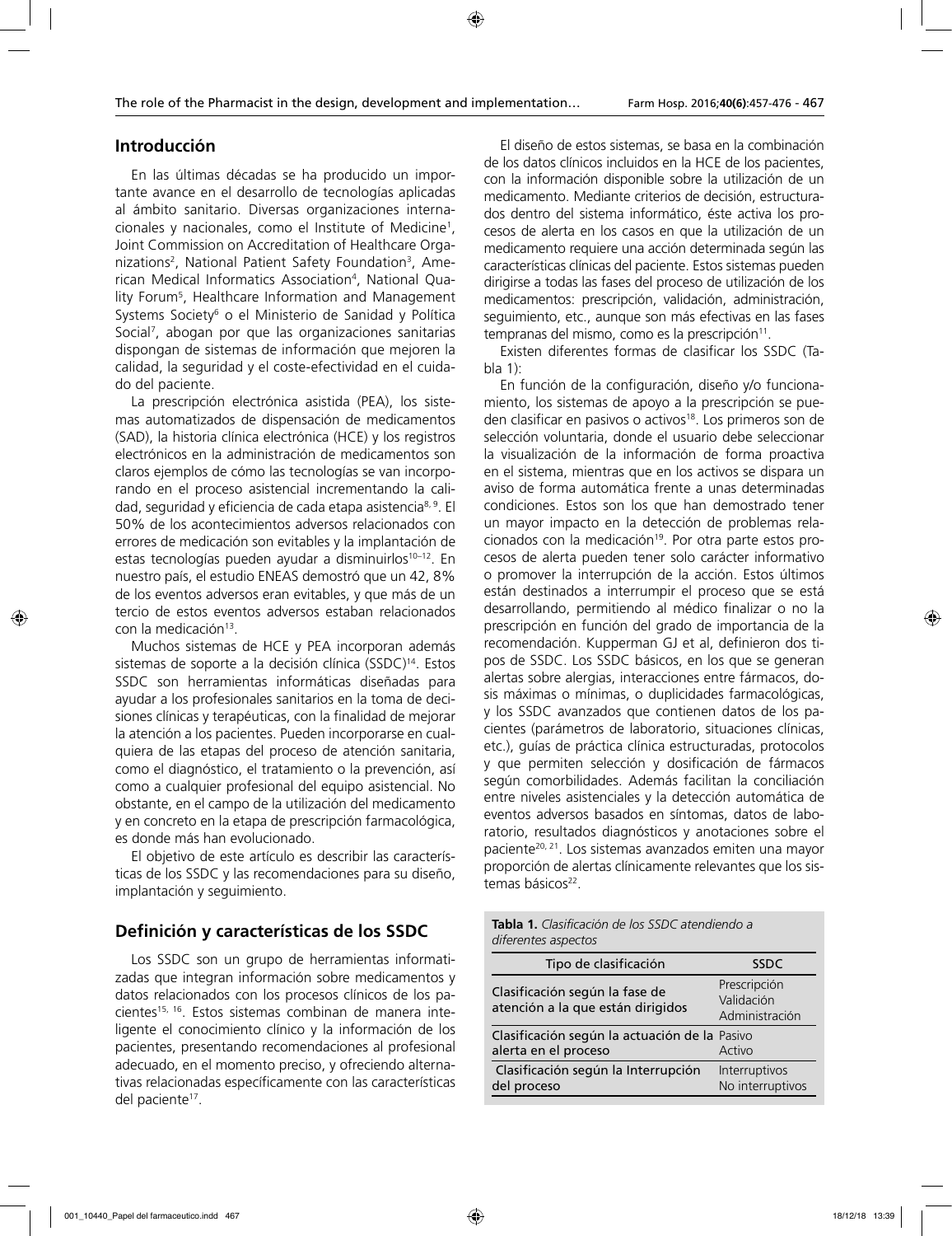## Introducción

En las últimas décadas se ha producido un importante avance en el desarrollo de tecnologías aplicadas al ámbito sanitario. Diversas organizaciones internacionales y nacionales, como el Institute of Medicine[1], Joint Commission on Accreditation of Healthcare Organizations[2], National Patient Safety Foundation[3], American Medical Informatics Association[4], National Quality Forum[5], Healthcare Information and Management Systems Society[6] o el Ministerio de Sanidad y Política Social[7], abogan por que las organizaciones sanitarias dispongan de sistemas de información que mejoren la calidad, la seguridad y el coste-efectividad en el cuidado del paciente.

La prescripción electrónica asistida (PEA), los sistemas automatizados de dispensación de medicamentos (SAD), la historia clínica electrónica (HCE) y los registros electrónicos en la administración de medicamentos son claros ejemplos de cómo las tecnologías se van incorporando en el proceso asistencial incrementando la calidad, seguridad y eficiencia de cada etapa asistencia[8, 9]. El 50% de los acontecimientos adversos relacionados con errores de medicación son evitables y la implantación de estas tecnologías pueden ayudar a disminuirlos[10–12]. En nuestro país, el estudio ENEAS demostró que un 42, 8% de los eventos adversos eran evitables, y que más de un tercio de estos eventos adversos estaban relacionados con la medicación[13].

Muchos sistemas de HCE y PEA incorporan además sistemas de soporte a la decisión clínica (SSDC)[14]. Estos SSDC son herramientas informáticas diseñadas para ayudar a los profesionales sanitarios en la toma de decisiones clínicas y terapéuticas, con la finalidad de mejorar la atención a los pacientes. Pueden incorporarse en cualquiera de las etapas del proceso de atención sanitaria, como el diagnóstico, el tratamiento o la prevención, así como a cualquier profesional del equipo asistencial. No obstante, en el campo de la utilización del medicamento y en concreto en la etapa de prescripción farmacológica, es donde más han evolucionado.

El objetivo de este artículo es describir las características de los SSDC y las recomendaciones para su diseño, implantación y seguimiento.

## Definición y características de los SSDC

Los SSDC son un grupo de herramientas informatizadas que integran información sobre medicamentos y datos relacionados con los procesos clínicos de los pacientes[15, 16]. Estos sistemas combinan de manera inteligente el conocimiento clínico y la información de los pacientes, presentando recomendaciones al profesional adecuado, en el momento preciso, y ofreciendo alternativas relacionadas específicamente con las características del paciente[17].

El diseño de estos sistemas, se basa en la combinación de los datos clínicos incluidos en la HCE de los pacientes, con la información disponible sobre la utilización de un medicamento. Mediante criterios de decisión, estructurados dentro del sistema informático, éste activa los procesos de alerta en los casos en que la utilización de un medicamento requiere una acción determinada según las características clínicas del paciente. Estos sistemas pueden dirigirse a todas las fases del proceso de utilización de los medicamentos: prescripción, validación, administración, seguimiento, etc., aunque son más efectivas en las fases tempranas del mismo, como es la prescripción[11].

Existen diferentes formas de clasificar los SSDC (Tabla 1):

En función de la configuración, diseño y/o funcionamiento, los sistemas de apoyo a la prescripción se pueden clasificar en pasivos o activos[18]. Los primeros son de selección voluntaria, donde el usuario debe seleccionar la visualización de la información de forma proactiva en el sistema, mientras que en los activos se dispara un aviso de forma automática frente a unas determinadas condiciones. Estos son los que han demostrado tener un mayor impacto en la detección de problemas relacionados con la medicación[19]. Por otra parte estos procesos de alerta pueden tener solo carácter informativo o promover la interrupción de la acción. Estos últimos están destinados a interrumpir el proceso que se está desarrollando, permitiendo al médico finalizar o no la prescripción en función del grado de importancia de la recomendación. Kupperman GJ et al, definieron dos tipos de SSDC. Los SSDC básicos, en los que se generan alertas sobre alergias, interacciones entre fármacos, dosis máximas o mínimas, o duplicidades farmacológicas, y los SSDC avanzados que contienen datos de los pacientes (parámetros de laboratorio, situaciones clínicas, etc.), guías de práctica clínica estructuradas, protocolos y que permiten selección y dosificación de fármacos según comorbilidades. Además facilitan la conciliación entre niveles asistenciales y la detección automática de eventos adversos basados en síntomas, datos de laboratorio, resultados diagnósticos y anotaciones sobre el paciente[20, 21]. Los sistemas avanzados emiten una mayor proporción de alertas clínicamente relevantes que los sistemas básicos[22].

**Tabla 1.** *Clasificación de los SSDC atendiendo a diferentes aspectos*

| Tipo de clasificación | SSDC |
|---|---|
| Clasificación según la fase de atención a la que están dirigidos | Prescripción<br>Validación<br>Administración |
| Clasificación según la actuación de la alerta en el proceso | Pasivo<br>Activo |
| Clasificación según la Interrupción del proceso | Interruptivos<br>No interruptivos |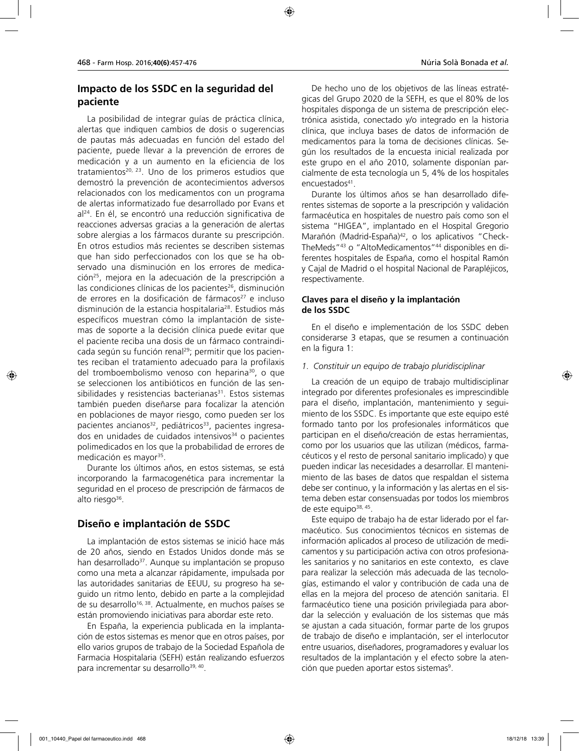## Impacto de los SSDC en la seguridad del paciente

La posibilidad de integrar guías de práctica clínica, alertas que indiquen cambios de dosis o sugerencias de pautas más adecuadas en función del estado del paciente, puede llevar a la prevención de errores de medicación y a un aumento en la eficiencia de los tratamientos[20, 23]. Uno de los primeros estudios que demostró la prevención de acontecimientos adversos relacionados con los medicamentos con un programa de alertas informatizado fue desarrollado por Evans et al[24]. En él, se encontró una reducción significativa de reacciones adversas gracias a la generación de alertas sobre alergias a los fármacos durante su prescripción. En otros estudios más recientes se describen sistemas que han sido perfeccionados con los que se ha observado una disminución en los errores de medicación[25], mejora en la adecuación de la prescripción a las condiciones clínicas de los pacientes[26], disminución de errores en la dosificación de fármacos[27] e incluso disminución de la estancia hospitalaria[28]. Estudios más específicos muestran cómo la implantación de sistemas de soporte a la decisión clínica puede evitar que el paciente reciba una dosis de un fármaco contraindicada según su función renal[29]; permitir que los pacientes reciban el tratamiento adecuado para la profilaxis del tromboembolismo venoso con heparina[30], o que se seleccionen los antibióticos en función de las sensibilidades y resistencias bacterianas[31]. Estos sistemas también pueden diseñarse para focalizar la atención en poblaciones de mayor riesgo, como pueden ser los pacientes ancianos[32], pediátricos[33], pacientes ingresados en unidades de cuidados intensivos[34] o pacientes polimedicados en los que la probabilidad de errores de medicación es mayor[35].

Durante los últimos años, en estos sistemas, se está incorporando la farmacogenética para incrementar la seguridad en el proceso de prescripción de fármacos de alto riesgo[36].

## Diseño e implantación de SSDC

La implantación de estos sistemas se inició hace más de 20 años, siendo en Estados Unidos donde más se han desarrollado[37]. Aunque su implantación se propuso como una meta a alcanzar rápidamente, impulsada por las autoridades sanitarias de EEUU, su progreso ha seguido un ritmo lento, debido en parte a la complejidad de su desarrollo[16, 38]. Actualmente, en muchos países se están promoviendo iniciativas para abordar este reto.

En España, la experiencia publicada en la implantación de estos sistemas es menor que en otros países, por ello varios grupos de trabajo de la Sociedad Española de Farmacia Hospitalaria (SEFH) están realizando esfuerzos para incrementar su desarrollo[39, 40].

De hecho uno de los objetivos de las líneas estratégicas del Grupo 2020 de la SEFH, es que el 80% de los hospitales disponga de un sistema de prescripción electrónica asistida, conectado y/o integrado en la historia clínica, que incluya bases de datos de información de medicamentos para la toma de decisiones clínicas. Según los resultados de la encuesta inicial realizada por este grupo en el año 2010, solamente disponían parcialmente de esta tecnología un 5, 4% de los hospitales encuestados[41].

Durante los últimos años se han desarrollado diferentes sistemas de soporte a la prescripción y validación farmacéutica en hospitales de nuestro país como son el sistema "HIGEA", implantado en el Hospital Gregorio Marañón (Madrid-España)[42], o los aplicativos "Check-TheMeds"[43] o "AltoMedicamentos"[44] disponibles en diferentes hospitales de España, como el hospital Ramón y Cajal de Madrid o el hospital Nacional de Parapléjicos, respectivamente.

### Claves para el diseño y la implantación de los SSDC

En el diseño e implementación de los SSDC deben considerarse 3 etapas, que se resumen a continuación en la figura 1:

*1. Constituir un equipo de trabajo pluridisciplinar*

La creación de un equipo de trabajo multidisciplinar integrado por diferentes profesionales es imprescindible para el diseño, implantación, mantenimiento y seguimiento de los SSDC. Es importante que este equipo esté formado tanto por los profesionales informáticos que participan en el diseño/creación de estas herramientas, como por los usuarios que las utilizan (médicos, farmacéuticos y el resto de personal sanitario implicado) y que pueden indicar las necesidades a desarrollar. El mantenimiento de las bases de datos que respaldan el sistema debe ser continuo, y la información y las alertas en el sistema deben estar consensuadas por todos los miembros de este equipo[38, 45].

Este equipo de trabajo ha de estar liderado por el farmacéutico. Sus conocimientos técnicos en sistemas de información aplicados al proceso de utilización de medicamentos y su participación activa con otros profesionales sanitarios y no sanitarios en este contexto, es clave para realizar la selección más adecuada de las tecnologías, estimando el valor y contribución de cada una de ellas en la mejora del proceso de atención sanitaria. El farmacéutico tiene una posición privilegiada para abordar la selección y evaluación de los sistemas que más se ajustan a cada situación, formar parte de los grupos de trabajo de diseño e implantación, ser el interlocutor entre usuarios, diseñadores, programadores y evaluar los resultados de la implantación y el efecto sobre la atención que pueden aportar estos sistemas[9].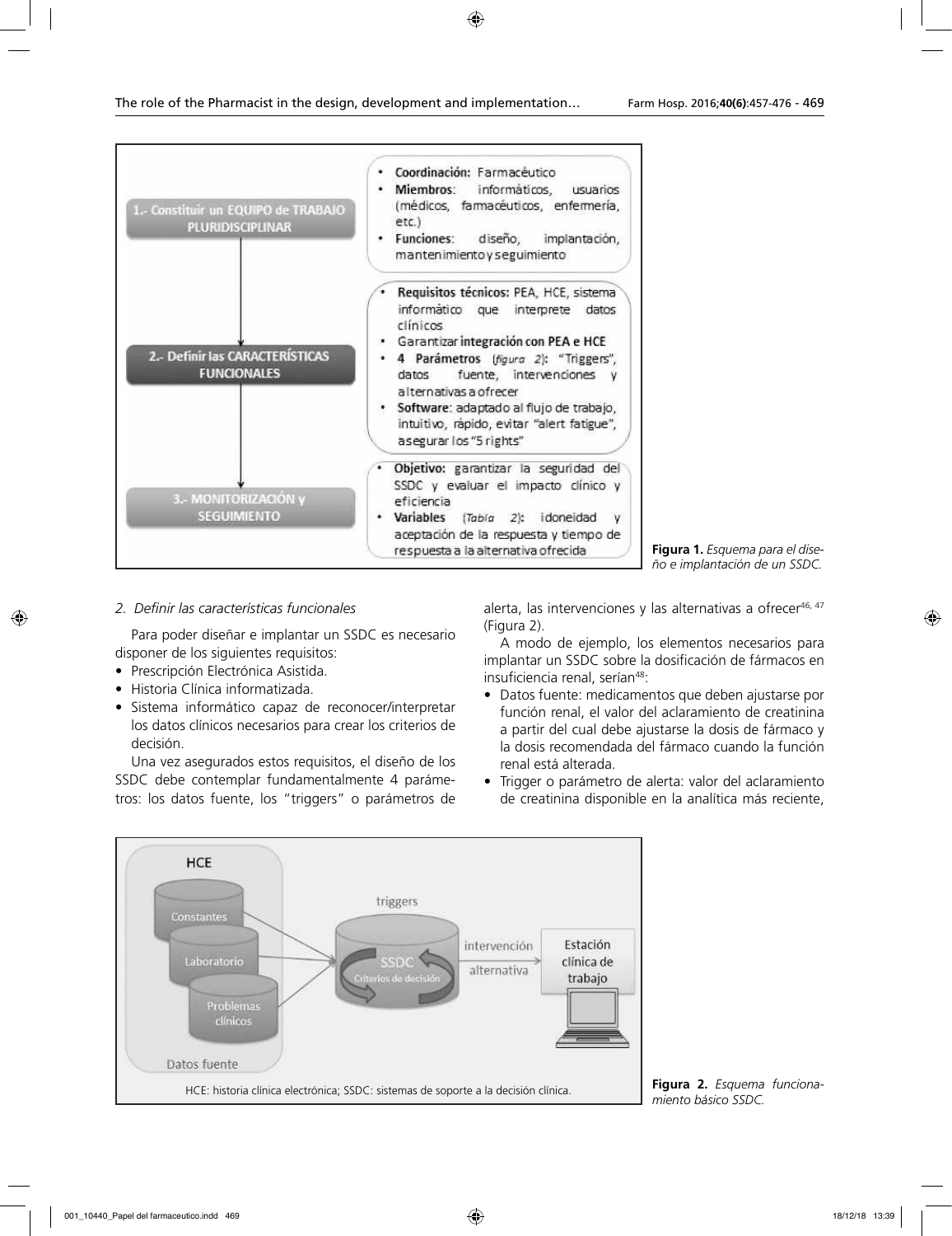1.- Constituir un EQUIPO de TRABAJO PLURIDISCIPLINAR

- **Coordinación:** Farmacéutico
- **Miembros**: informáticos, usuarios (médicos, farmacéuticos, enfermería, etc.)
- **Funciones**: diseño, implantación, mantenimiento y seguimiento

2.- Definir las CARACTERÍSTICAS FUNCIONALES

- **Requisitos técnicos:** PEA, HCE, sistema informático que interprete datos clínicos
- Garantizar **integración con PEA e HCE**
- **4 Parámetros** (*figura 2*): "Triggers", datos fuente, intervenciones y alternativas a ofrecer
- **Software**: adaptado al flujo de trabajo, intuitivo, rápido, evitar "alert fatigue", asegurar los "5 rights"

3.- MONITORIZACIÓN y SEGUIMIENTO

- **Objetivo:** garantizar la seguridad del SSDC y evaluar el impacto clínico y eficiencia
- **Variables** (*Tabla 2*): idoneidad y aceptación de la respuesta y tiempo de respuesta a la alternativa ofrecida

**Figura 1.** *Esquema para el diseño e implantación de un SSDC.*

*2. Definir las características funcionales*

Para poder diseñar e implantar un SSDC es necesario disponer de los siguientes requisitos:

- Prescripción Electrónica Asistida.
- Historia Clínica informatizada.
- Sistema informático capaz de reconocer/interpretar los datos clínicos necesarios para crear los criterios de decisión.

Una vez asegurados estos requisitos, el diseño de los SSDC debe contemplar fundamentalmente 4 parámetros: los datos fuente, los "triggers" o parámetros de alerta, las intervenciones y las alternativas a ofrecer[46, 47] (Figura 2).

A modo de ejemplo, los elementos necesarios para implantar un SSDC sobre la dosificación de fármacos en insuficiencia renal, serían[48]:

- Datos fuente: medicamentos que deben ajustarse por función renal, el valor del aclaramiento de creatinina a partir del cual debe ajustarse la dosis de fármaco y la dosis recomendada del fármaco cuando la función renal está alterada.
- Trigger o parámetro de alerta: valor del aclaramiento de creatinina disponible en la analítica más reciente,

HCE: Constantes, Laboratorio, Problemas clínicos — Datos fuente → triggers → SSDC (Criterios de decisión) → intervención / alternativa → Estación clínica de trabajo

HCE: historia clínica electrónica; SSDC: sistemas de soporte a la decisión clínica.

**Figura 2.** *Esquema funcionamiento básico SSDC.*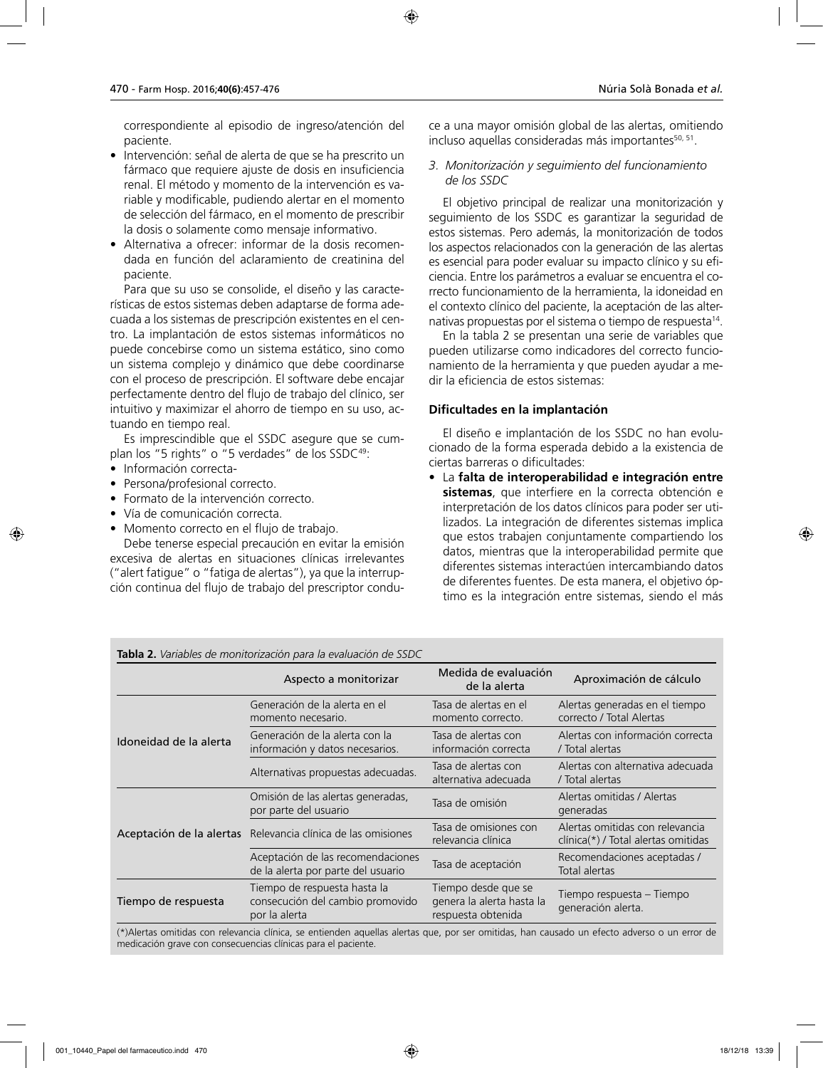correspondiente al episodio de ingreso/atención del paciente.

- Intervención: señal de alerta de que se ha prescrito un fármaco que requiere ajuste de dosis en insuficiencia renal. El método y momento de la intervención es variable y modificable, pudiendo alertar en el momento de selección del fármaco, en el momento de prescribir la dosis o solamente como mensaje informativo.
- Alternativa a ofrecer: informar de la dosis recomendada en función del aclaramiento de creatinina del paciente.

Para que su uso se consolide, el diseño y las características de estos sistemas deben adaptarse de forma adecuada a los sistemas de prescripción existentes en el centro. La implantación de estos sistemas informáticos no puede concebirse como un sistema estático, sino como un sistema complejo y dinámico que debe coordinarse con el proceso de prescripción. El software debe encajar perfectamente dentro del flujo de trabajo del clínico, ser intuitivo y maximizar el ahorro de tiempo en su uso, actuando en tiempo real.

Es imprescindible que el SSDC asegure que se cumplan los "5 rights" o "5 verdades" de los SSDC[49]:

- Información correcta-
- Persona/profesional correcto.
- Formato de la intervención correcto.
- Vía de comunicación correcta.
- Momento correcto en el flujo de trabajo.

Debe tenerse especial precaución en evitar la emisión excesiva de alertas en situaciones clínicas irrelevantes ("alert fatigue" o "fatiga de alertas"), ya que la interrupción continua del flujo de trabajo del prescriptor conduce a una mayor omisión global de las alertas, omitiendo incluso aquellas consideradas más importantes[50, 51].

*3. Monitorización y seguimiento del funcionamiento de los SSDC*

El objetivo principal de realizar una monitorización y seguimiento de los SSDC es garantizar la seguridad de estos sistemas. Pero además, la monitorización de todos los aspectos relacionados con la generación de las alertas es esencial para poder evaluar su impacto clínico y su eficiencia. Entre los parámetros a evaluar se encuentra el correcto funcionamiento de la herramienta, la idoneidad en el contexto clínico del paciente, la aceptación de las alternativas propuestas por el sistema o tiempo de respuesta[14].

En la tabla 2 se presentan una serie de variables que pueden utilizarse como indicadores del correcto funcionamiento de la herramienta y que pueden ayudar a medir la eficiencia de estos sistemas:

### Dificultades en la implantación

El diseño e implantación de los SSDC no han evolucionado de la forma esperada debido a la existencia de ciertas barreras o dificultades:

- La **falta de interoperabilidad e integración entre sistemas**, que interfiere en la correcta obtención e interpretación de los datos clínicos para poder ser utilizados. La integración de diferentes sistemas implica que estos trabajen conjuntamente compartiendo los datos, mientras que la interoperabilidad permite que diferentes sistemas interactúen intercambiando datos de diferentes fuentes. De esta manera, el objetivo óptimo es la integración entre sistemas, siendo el más

**Tabla 2.** *Variables de monitorización para la evaluación de SSDC*

| | Aspecto a monitorizar | Medida de evaluación de la alerta | Aproximación de cálculo |
|---|---|---|---|
| Idoneidad de la alerta | Generación de la alerta en el momento necesario. | Tasa de alertas en el momento correcto. | Alertas generadas en el tiempo correcto / Total Alertas |
| | Generación de la alerta con la información y datos necesarios. | Tasa de alertas con información correcta | Alertas con información correcta / Total alertas |
| | Alternativas propuestas adecuadas. | Tasa de alertas con alternativa adecuada | Alertas con alternativa adecuada / Total alertas |
| Aceptación de la alertas | Omisión de las alertas generadas, por parte del usuario | Tasa de omisión | Alertas omitidas / Alertas generadas |
| | Relevancia clínica de las omisiones | Tasa de omisiones con relevancia clínica | Alertas omitidas con relevancia clínica(*) / Total alertas omitidas |
| | Aceptación de las recomendaciones de la alerta por parte del usuario | Tasa de aceptación | Recomendaciones aceptadas / Total alertas |
| Tiempo de respuesta | Tiempo de respuesta hasta la consecución del cambio promovido por la alerta | Tiempo desde que se genera la alerta hasta la respuesta obtenida | Tiempo respuesta – Tiempo generación alerta. |

(*)Alertas omitidas con relevancia clínica, se entienden aquellas alertas que, por ser omitidas, han causado un efecto adverso o un error de medicación grave con consecuencias clínicas para el paciente.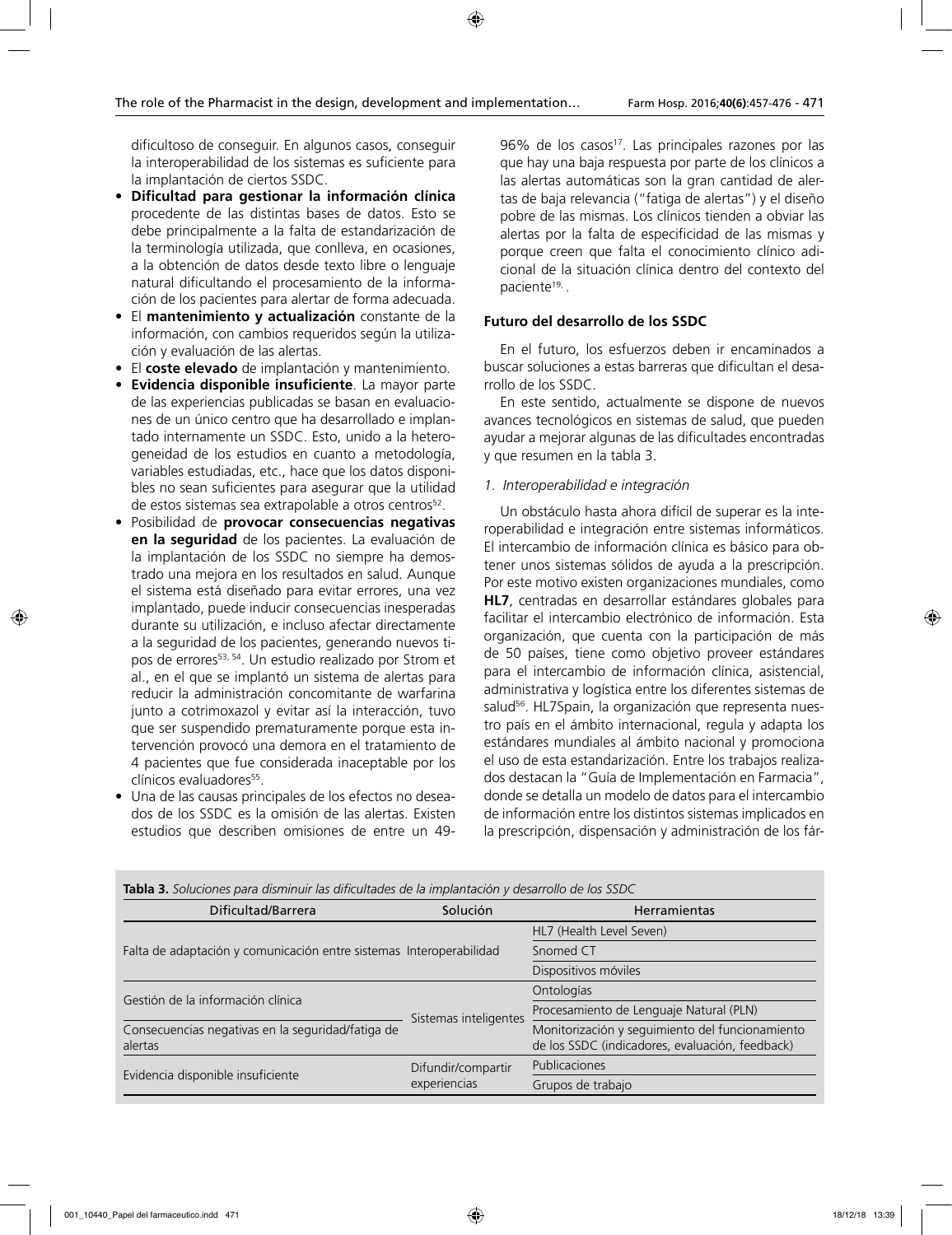dificultoso de conseguir. En algunos casos, conseguir la interoperabilidad de los sistemas es suficiente para la implantación de ciertos SSDC.

- **Dificultad para gestionar la información clínica** procedente de las distintas bases de datos. Esto se debe principalmente a la falta de estandarización de la terminología utilizada, que conlleva, en ocasiones, a la obtención de datos desde texto libre o lenguaje natural dificultando el procesamiento de la información de los pacientes para alertar de forma adecuada.
- El **mantenimiento y actualización** constante de la información, con cambios requeridos según la utilización y evaluación de las alertas.
- El **coste elevado** de implantación y mantenimiento.
- **Evidencia disponible insuficiente**. La mayor parte de las experiencias publicadas se basan en evaluaciones de un único centro que ha desarrollado e implantado internamente un SSDC. Esto, unido a la heterogeneidad de los estudios en cuanto a metodología, variables estudiadas, etc., hace que los datos disponibles no sean suficientes para asegurar que la utilidad de estos sistemas sea extrapolable a otros centros[52].
- Posibilidad de **provocar consecuencias negativas en la seguridad** de los pacientes. La evaluación de la implantación de los SSDC no siempre ha demostrado una mejora en los resultados en salud. Aunque el sistema está diseñado para evitar errores, una vez implantado, puede inducir consecuencias inesperadas durante su utilización, e incluso afectar directamente a la seguridad de los pacientes, generando nuevos tipos de errores[53, 54]. Un estudio realizado por Strom et al., en el que se implantó un sistema de alertas para reducir la administración concomitante de warfarina junto a cotrimoxazol y evitar así la interacción, tuvo que ser suspendido prematuramente porque esta intervención provocó una demora en el tratamiento de 4 pacientes que fue considerada inaceptable por los clínicos evaluadores[55].
- Una de las causas principales de los efectos no deseados de los SSDC es la omisión de las alertas. Existen estudios que describen omisiones de entre un 49-96% de los casos[17]. Las principales razones por las que hay una baja respuesta por parte de los clínicos a las alertas automáticas son la gran cantidad de alertas de baja relevancia ("fatiga de alertas") y el diseño pobre de las mismas. Los clínicos tienden a obviar las alertas por la falta de especificidad de las mismas y porque creen que falta el conocimiento clínico adicional de la situación clínica dentro del contexto del paciente[19, ].

### Futuro del desarrollo de los SSDC

En el futuro, los esfuerzos deben ir encaminados a buscar soluciones a estas barreras que dificultan el desarrollo de los SSDC.

En este sentido, actualmente se dispone de nuevos avances tecnológicos en sistemas de salud, que pueden ayudar a mejorar algunas de las dificultades encontradas y que resumen en la tabla 3.

*1. Interoperabilidad e integración*

Un obstáculo hasta ahora difícil de superar es la interoperabilidad e integración entre sistemas informáticos. El intercambio de información clínica es básico para obtener unos sistemas sólidos de ayuda a la prescripción. Por este motivo existen organizaciones mundiales, como **HL7**, centradas en desarrollar estándares globales para facilitar el intercambio electrónico de información. Esta organización, que cuenta con la participación de más de 50 países, tiene como objetivo proveer estándares para el intercambio de información clínica, asistencial, administrativa y logística entre los diferentes sistemas de salud[56]. HL7Spain, la organización que representa nuestro país en el ámbito internacional, regula y adapta los estándares mundiales al ámbito nacional y promociona el uso de esta estandarización. Entre los trabajos realizados destacan la "Guía de Implementación en Farmacia", donde se detalla un modelo de datos para el intercambio de información entre los distintos sistemas implicados en la prescripción, dispensación y administración de los fár-

**Tabla 3.** *Soluciones para disminuir las dificultades de la implantación y desarrollo de los SSDC*

| Dificultad/Barrera | Solución | Herramientas |
|---|---|---|
| Falta de adaptación y comunicación entre sistemas | Interoperabilidad | HL7 (Health Level Seven) |
| | | Snomed CT |
| | | Dispositivos móviles |
| Gestión de la información clínica | Sistemas inteligentes | Ontologías |
| | | Procesamiento de Lenguaje Natural (PLN) |
| Consecuencias negativas en la seguridad/fatiga de alertas | | Monitorización y seguimiento del funcionamiento de los SSDC (indicadores, evaluación, feedback) |
| Evidencia disponible insuficiente | Difundir/compartir experiencias | Publicaciones |
| | | Grupos de trabajo |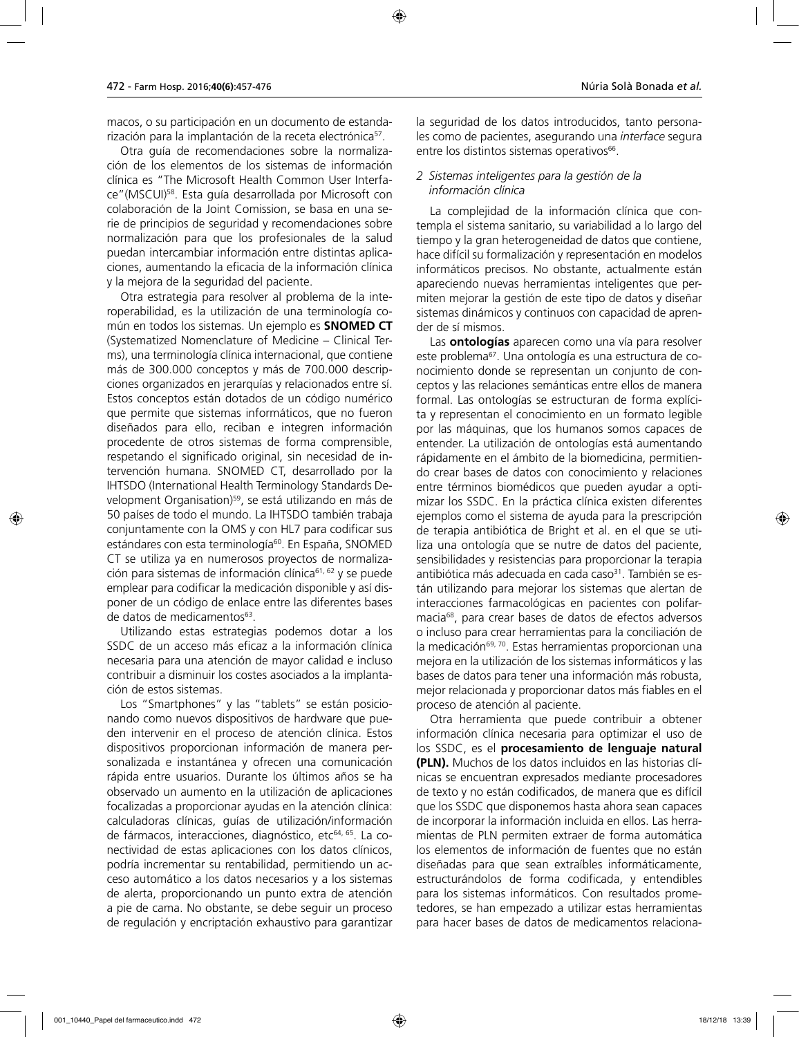macos, o su participación en un documento de estandarización para la implantación de la receta electrónica[57].

Otra guía de recomendaciones sobre la normalización de los elementos de los sistemas de información clínica es "The Microsoft Health Common User Interface"(MSCUI)[58]. Esta guía desarrollada por Microsoft con colaboración de la Joint Comission, se basa en una serie de principios de seguridad y recomendaciones sobre normalización para que los profesionales de la salud puedan intercambiar información entre distintas aplicaciones, aumentando la eficacia de la información clínica y la mejora de la seguridad del paciente.

Otra estrategia para resolver al problema de la interoperabilidad, es la utilización de una terminología común en todos los sistemas. Un ejemplo es **SNOMED CT** (Systematized Nomenclature of Medicine – Clinical Terms), una terminología clínica internacional, que contiene más de 300.000 conceptos y más de 700.000 descripciones organizados en jerarquías y relacionados entre sí. Estos conceptos están dotados de un código numérico que permite que sistemas informáticos, que no fueron diseñados para ello, reciban e integren información procedente de otros sistemas de forma comprensible, respetando el significado original, sin necesidad de intervención humana. SNOMED CT, desarrollado por la IHTSDO (International Health Terminology Standards Development Organisation)[59], se está utilizando en más de 50 países de todo el mundo. La IHTSDO también trabaja conjuntamente con la OMS y con HL7 para codificar sus estándares con esta terminología[60]. En España, SNOMED CT se utiliza ya en numerosos proyectos de normalización para sistemas de información clínica[61, 62] y se puede emplear para codificar la medicación disponible y así disponer de un código de enlace entre las diferentes bases de datos de medicamentos[63].

Utilizando estas estrategias podemos dotar a los SSDC de un acceso más eficaz a la información clínica necesaria para una atención de mayor calidad e incluso contribuir a disminuir los costes asociados a la implantación de estos sistemas.

Los "Smartphones" y las "tablets" se están posicionando como nuevos dispositivos de hardware que pueden intervenir en el proceso de atención clínica. Estos dispositivos proporcionan información de manera personalizada e instantánea y ofrecen una comunicación rápida entre usuarios. Durante los últimos años se ha observado un aumento en la utilización de aplicaciones focalizadas a proporcionar ayudas en la atención clínica: calculadoras clínicas, guías de utilización/información de fármacos, interacciones, diagnóstico, etc[64, 65]. La conectividad de estas aplicaciones con los datos clínicos, podría incrementar su rentabilidad, permitiendo un acceso automático a los datos necesarios y a los sistemas de alerta, proporcionando un punto extra de atención a pie de cama. No obstante, se debe seguir un proceso de regulación y encriptación exhaustivo para garantizar la seguridad de los datos introducidos, tanto personales como de pacientes, asegurando una *interface* segura entre los distintos sistemas operativos[66].

*2 Sistemas inteligentes para la gestión de la información clínica*

La complejidad de la información clínica que contempla el sistema sanitario, su variabilidad a lo largo del tiempo y la gran heterogeneidad de datos que contiene, hace difícil su formalización y representación en modelos informáticos precisos. No obstante, actualmente están apareciendo nuevas herramientas inteligentes que permiten mejorar la gestión de este tipo de datos y diseñar sistemas dinámicos y continuos con capacidad de aprender de sí mismos.

Las **ontologías** aparecen como una vía para resolver este problema[67]. Una ontología es una estructura de conocimiento donde se representan un conjunto de conceptos y las relaciones semánticas entre ellos de manera formal. Las ontologías se estructuran de forma explícita y representan el conocimiento en un formato legible por las máquinas, que los humanos somos capaces de entender. La utilización de ontologías está aumentando rápidamente en el ámbito de la biomedicina, permitiendo crear bases de datos con conocimiento y relaciones entre términos biomédicos que pueden ayudar a optimizar los SSDC. En la práctica clínica existen diferentes ejemplos como el sistema de ayuda para la prescripción de terapia antibiótica de Bright et al. en el que se utiliza una ontología que se nutre de datos del paciente, sensibilidades y resistencias para proporcionar la terapia antibiótica más adecuada en cada caso[31]. También se están utilizando para mejorar los sistemas que alertan de interacciones farmacológicas en pacientes con polifarmacia[68], para crear bases de datos de efectos adversos o incluso para crear herramientas para la conciliación de la medicación[69, 70]. Estas herramientas proporcionan una mejora en la utilización de los sistemas informáticos y las bases de datos para tener una información más robusta, mejor relacionada y proporcionar datos más fiables en el proceso de atención al paciente.

Otra herramienta que puede contribuir a obtener información clínica necesaria para optimizar el uso de los SSDC, es el **procesamiento de lenguaje natural (PLN).** Muchos de los datos incluidos en las historias clínicas se encuentran expresados mediante procesadores de texto y no están codificados, de manera que es difícil que los SSDC que disponemos hasta ahora sean capaces de incorporar la información incluida en ellos. Las herramientas de PLN permiten extraer de forma automática los elementos de información de fuentes que no están diseñadas para que sean extraíbles informáticamente, estructurándolos de forma codificada, y entendibles para los sistemas informáticos. Con resultados prometedores, se han empezado a utilizar estas herramientas para hacer bases de datos de medicamentos relaciona-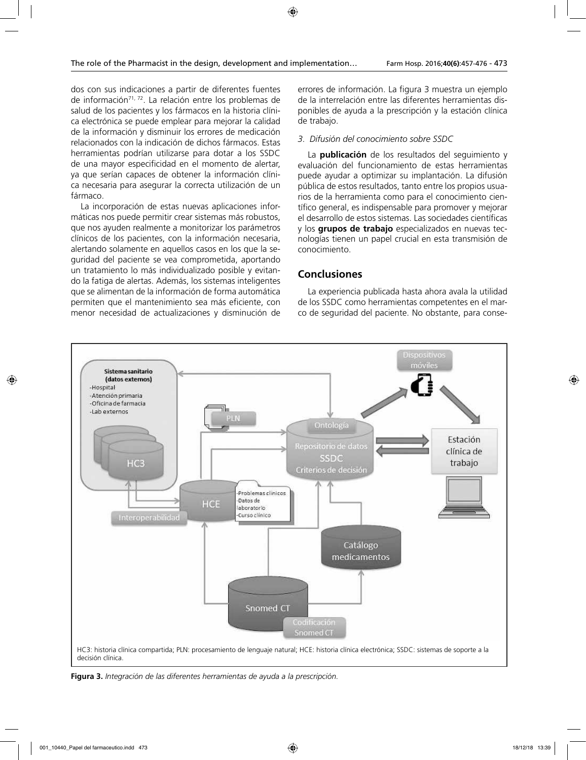dos con sus indicaciones a partir de diferentes fuentes de información[71, 72]. La relación entre los problemas de salud de los pacientes y los fármacos en la historia clínica electrónica se puede emplear para mejorar la calidad de la información y disminuir los errores de medicación relacionados con la indicación de dichos fármacos. Estas herramientas podrían utilizarse para dotar a los SSDC de una mayor especificidad en el momento de alertar, ya que serían capaces de obtener la información clínica necesaria para asegurar la correcta utilización de un fármaco.

La incorporación de estas nuevas aplicaciones informáticas nos puede permitir crear sistemas más robustos, que nos ayuden realmente a monitorizar los parámetros clínicos de los pacientes, con la información necesaria, alertando solamente en aquellos casos en los que la seguridad del paciente se vea comprometida, aportando un tratamiento lo más individualizado posible y evitando la fatiga de alertas. Además, los sistemas inteligentes que se alimentan de la información de forma automática permiten que el mantenimiento sea más eficiente, con menor necesidad de actualizaciones y disminución de errores de información. La figura 3 muestra un ejemplo de la interrelación entre las diferentes herramientas disponibles de ayuda a la prescripción y la estación clínica de trabajo.

*3. Difusión del conocimiento sobre SSDC*

La **publicación** de los resultados del seguimiento y evaluación del funcionamiento de estas herramientas puede ayudar a optimizar su implantación. La difusión pública de estos resultados, tanto entre los propios usuarios de la herramienta como para el conocimiento científico general, es indispensable para promover y mejorar el desarrollo de estos sistemas. Las sociedades científicas y los **grupos de trabajo** especializados en nuevas tecnologías tienen un papel crucial en esta transmisión de conocimiento.

## Conclusiones

La experiencia publicada hasta ahora avala la utilidad de los SSDC como herramientas competentes en el marco de seguridad del paciente. No obstante, para conse-

HC3: historia clínica compartida; PLN: procesamiento de lenguaje natural; HCE: historia clínica electrónica; SSDC: sistemas de soporte a la decisión clínica.

**Figura 3.** *Integración de las diferentes herramientas de ayuda a la prescripción.*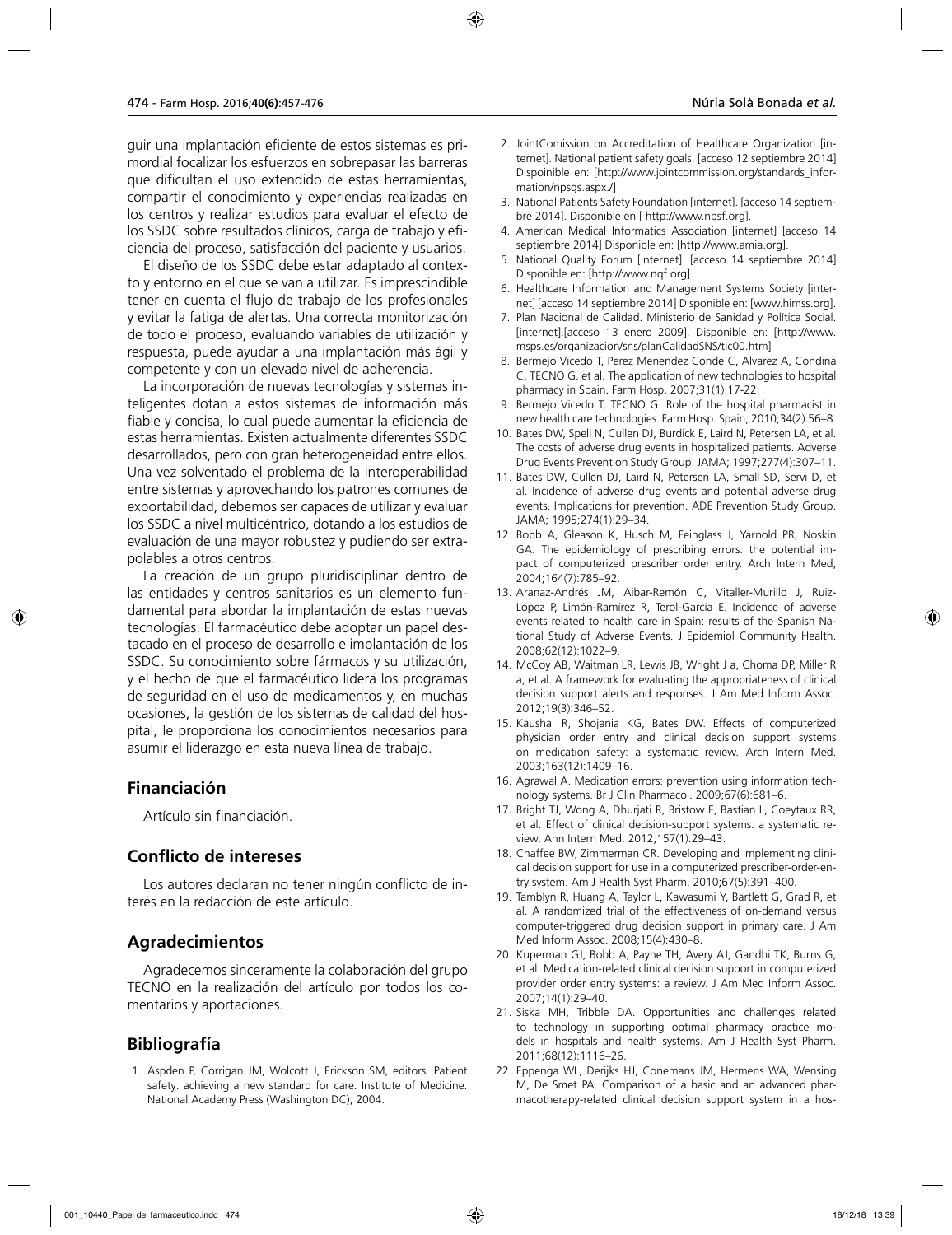guir una implantación eficiente de estos sistemas es primordial focalizar los esfuerzos en sobrepasar las barreras que dificultan el uso extendido de estas herramientas, compartir el conocimiento y experiencias realizadas en los centros y realizar estudios para evaluar el efecto de los SSDC sobre resultados clínicos, carga de trabajo y eficiencia del proceso, satisfacción del paciente y usuarios.

El diseño de los SSDC debe estar adaptado al contexto y entorno en el que se van a utilizar. Es imprescindible tener en cuenta el flujo de trabajo de los profesionales y evitar la fatiga de alertas. Una correcta monitorización de todo el proceso, evaluando variables de utilización y respuesta, puede ayudar a una implantación más ágil y competente y con un elevado nivel de adherencia.

La incorporación de nuevas tecnologías y sistemas inteligentes dotan a estos sistemas de información más fiable y concisa, lo cual puede aumentar la eficiencia de estas herramientas. Existen actualmente diferentes SSDC desarrollados, pero con gran heterogeneidad entre ellos. Una vez solventado el problema de la interoperabilidad entre sistemas y aprovechando los patrones comunes de exportabilidad, debemos ser capaces de utilizar y evaluar los SSDC a nivel multicéntrico, dotando a los estudios de evaluación de una mayor robustez y pudiendo ser extrapolables a otros centros.

La creación de un grupo pluridisciplinar dentro de las entidades y centros sanitarios es un elemento fundamental para abordar la implantación de estas nuevas tecnologías. El farmacéutico debe adoptar un papel destacado en el proceso de desarrollo e implantación de los SSDC. Su conocimiento sobre fármacos y su utilización, y el hecho de que el farmacéutico lidera los programas de seguridad en el uso de medicamentos y, en muchas ocasiones, la gestión de los sistemas de calidad del hospital, le proporciona los conocimientos necesarios para asumir el liderazgo en esta nueva línea de trabajo.

## Financiación

Artículo sin financiación.

## Conflicto de intereses

Los autores declaran no tener ningún conflicto de interés en la redacción de este artículo.

## Agradecimientos

Agradecemos sinceramente la colaboración del grupo TECNO en la realización del artículo por todos los comentarios y aportaciones.

## Bibliografía

1. Aspden P, Corrigan JM, Wolcott J, Erickson SM, editors. Patient safety: achieving a new standard for care. Institute of Medicine. National Academy Press (Washington DC); 2004.
2. JointComission on Accreditation of Healthcare Organization [internet]. National patient safety goals. [acceso 12 septiembre 2014] Dispoinible en: [http://www.jointcommission.org/standards_information/npsgs.aspx./]
3. National Patients Safety Foundation [internet]. [acceso 14 septiembre 2014]. Disponible en [ http://www.npsf.org].
4. American Medical Informatics Association [internet] [acceso 14 septiembre 2014] Disponible en: [http://www.amia.org].
5. National Quality Forum [internet]. [acceso 14 septiembre 2014] Disponible en: [http://www.nqf.org].
6. Healthcare Information and Management Systems Society [internet] [acceso 14 septiembre 2014] Disponible en: [www.himss.org].
7. Plan Nacional de Calidad. Ministerio de Sanidad y Política Social. [internet].[acceso 13 enero 2009]. Disponible en: [http://www.msps.es/organizacion/sns/planCalidadSNS/tic00.htm]
8. Bermejo Vicedo T, Perez Menendez Conde C, Alvarez A, Condina C, TECNO G. et al. The application of new technologies to hospital pharmacy in Spain. Farm Hosp. 2007;31(1):17-22.
9. Bermejo Vicedo T, TECNO G. Role of the hospital pharmacist in new health care technologies. Farm Hosp. Spain; 2010;34(2):56–8.
10. Bates DW, Spell N, Cullen DJ, Burdick E, Laird N, Petersen LA, et al. The costs of adverse drug events in hospitalized patients. Adverse Drug Events Prevention Study Group. JAMA; 1997;277(4):307–11.
11. Bates DW, Cullen DJ, Laird N, Petersen LA, Small SD, Servi D, et al. Incidence of adverse drug events and potential adverse drug events. Implications for prevention. ADE Prevention Study Group. JAMA; 1995;274(1):29–34.
12. Bobb A, Gleason K, Husch M, Feinglass J, Yarnold PR, Noskin GA. The epidemiology of prescribing errors: the potential impact of computerized prescriber order entry. Arch Intern Med; 2004;164(7):785–92.
13. Aranaz-Andrés JM, Aibar-Remón C, Vitaller-Murillo J, Ruiz-López P, Limón-Ramírez R, Terol-García E. Incidence of adverse events related to health care in Spain: results of the Spanish National Study of Adverse Events. J Epidemiol Community Health. 2008;62(12):1022–9.
14. McCoy AB, Waitman LR, Lewis JB, Wright J a, Choma DP, Miller R a, et al. A framework for evaluating the appropriateness of clinical decision support alerts and responses. J Am Med Inform Assoc. 2012;19(3):346–52.
15. Kaushal R, Shojania KG, Bates DW. Effects of computerized physician order entry and clinical decision support systems on medication safety: a systematic review. Arch Intern Med. 2003;163(12):1409–16.
16. Agrawal A. Medication errors: prevention using information technology systems. Br J Clin Pharmacol. 2009;67(6):681–6.
17. Bright TJ, Wong A, Dhurjati R, Bristow E, Bastian L, Coeytaux RR, et al. Effect of clinical decision-support systems: a systematic review. Ann Intern Med. 2012;157(1):29–43.
18. Chaffee BW, Zimmerman CR. Developing and implementing clinical decision support for use in a computerized prescriber-order-entry system. Am J Health Syst Pharm. 2010;67(5):391–400.
19. Tamblyn R, Huang A, Taylor L, Kawasumi Y, Bartlett G, Grad R, et al. A randomized trial of the effectiveness of on-demand versus computer-triggered drug decision support in primary care. J Am Med Inform Assoc. 2008;15(4):430–8.
20. Kuperman GJ, Bobb A, Payne TH, Avery AJ, Gandhi TK, Burns G, et al. Medication-related clinical decision support in computerized provider order entry systems: a review. J Am Med Inform Assoc. 2007;14(1):29–40.
21. Siska MH, Tribble DA. Opportunities and challenges related to technology in supporting optimal pharmacy practice models in hospitals and health systems. Am J Health Syst Pharm. 2011;68(12):1116–26.
22. Eppenga WL, Derijks HJ, Conemans JM, Hermens WA, Wensing M, De Smet PA. Comparison of a basic and an advanced pharmacotherapy-related clinical decision support system in a hos-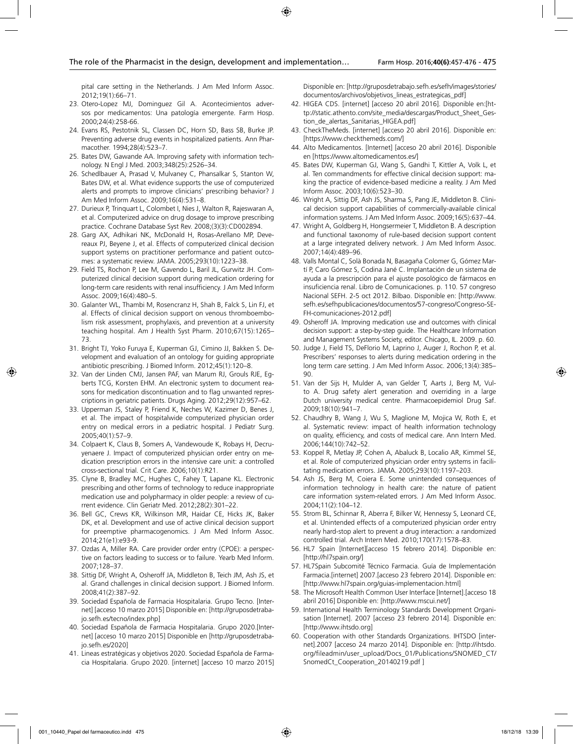pital care setting in the Netherlands. J Am Med Inform Assoc. 2012;19(1):66–71.

23. Otero-Lopez MJ, Dominguez Gil A. Acontecimientos adversos por medicamentos: Una patología emergente. Farm Hosp. 2000;24(4):258-66.
24. Evans RS, Pestotnik SL, Classen DC, Horn SD, Bass SB, Burke JP. Preventing adverse drug events in hospitalized patients. Ann Pharmacother. 1994;28(4):523–7.
25. Bates DW, Gawande AA. Improving safety with information technology. N Engl J Med. 2003;348(25):2526–34.
26. Schedlbauer A, Prasad V, Mulvaney C, Phansalkar S, Stanton W, Bates DW, et al. What evidence supports the use of computerized alerts and prompts to improve clinicians' prescribing behavior? J Am Med Inform Assoc. 2009;16(4):531–8.
27. Durieux P, Trinquart L, Colombet I, Nies J, Walton R, Rajeswaran A, et al. Computerized advice on drug dosage to improve prescribing practice. Cochrane Database Syst Rev. 2008;(3)(3):CD002894.
28. Garg AX, Adhikari NK, McDonald H, Rosas-Arellano MP, Devereaux PJ, Beyene J, et al. Effects of computerized clinical decision support systems on practitioner performance and patient outcomes: a systematic review. JAMA. 2005;293(10):1223–38.
29. Field TS, Rochon P, Lee M, Gavendo L, Baril JL, Gurwitz JH. Computerized clinical decision support during medication ordering for long-term care residents with renal insufficiency. J Am Med Inform Assoc. 2009;16(4):480–5.
30. Galanter WL, Thambi M, Rosencranz H, Shah B, Falck S, Lin FJ, et al. Effects of clinical decision support on venous thromboembolism risk assessment, prophylaxis, and prevention at a university teaching hospital. Am J Health Syst Pharm. 2010;67(15):1265–73.
31. Bright TJ, Yoko Furuya E, Kuperman GJ, Cimino JJ, Bakken S. Development and evaluation of an ontology for guiding appropriate antibiotic prescribing. J Biomed Inform. 2012;45(1):120–8.
32. Van der Linden CMJ, Jansen PAF, van Marum RJ, Grouls RJE, Egberts TCG, Korsten EHM. An electronic system to document reasons for medication discontinuation and to flag unwanted represcriptions in geriatric patients. Drugs Aging. 2012;29(12):957–62.
33. Upperman JS, Staley P, Friend K, Neches W, Kazimer D, Benes J, et al. The impact of hospitalwide computerized physician order entry on medical errors in a pediatric hospital. J Pediatr Surg. 2005;40(1):57–9.
34. Colpaert K, Claus B, Somers A, Vandewoude K, Robays H, Decruyenaere J. Impact of computerized physician order entry on medication prescription errors in the intensive care unit: a controlled cross-sectional trial. Crit Care. 2006;10(1):R21.
35. Clyne B, Bradley MC, Hughes C, Fahey T, Lapane KL. Electronic prescribing and other forms of technology to reduce inappropriate medication use and polypharmacy in older people: a review of current evidence. Clin Geriatr Med. 2012;28(2):301–22.
36. Bell GC, Crews KR, Wilkinson MR, Haidar CE, Hicks JK, Baker DK, et al. Development and use of active clinical decision support for preemptive pharmacogenomics. J Am Med Inform Assoc. 2014;21(e1):e93-9.
37. Ozdas A, Miller RA. Care provider order entry (CPOE): a perspective on factors leading to success or to failure. Yearb Med Inform. 2007;128–37.
38. Sittig DF, Wright A, Osheroff JA, Middleton B, Teich JM, Ash JS, et al. Grand challenges in clinical decision support. J Biomed Inform. 2008;41(2):387–92.
39. Sociedad Española de Farmacia Hospitalaria. Grupo Tecno. [Internet] [acceso 10 marzo 2015] Disponible en: [http://gruposdetrabajo.sefh.es/tecno/index.php]
40. Sociedad Española de Farmacia Hospitalaria. Grupo 2020.[Internet] [acceso 10 marzo 2015] Disponible en [http://gruposdetrabajo.sefh.es/2020]
41. Lineas estratégicas y objetivos 2020. Sociedad Española de Farmacia Hospitalaria. Grupo 2020. [internet] [acceso 10 marzo 2015] Disponible en: [http://gruposdetrabajo.sefh.es/sefh/images/stories/documentos/archivos/objetivos_lineas_estrategicas_pdf]
42. HIGEA CDS. [internet] [acceso 20 abril 2016]. Disponible en:[http://static.athento.com/site_media/descargas/Product_Sheet_Gestion_de_alertas_Sanitarias_HIGEA.pdf]
43. CheckTheMeds. [internet] [acceso 20 abril 2016]. Disponible en: [https://www.checkthemeds.com/]
44. Alto Medicamentos. [Internet] [acceso 20 abril 2016]. Disponible en [https://www.altomedicamentos.es/]
45. Bates DW, Kuperman GJ, Wang S, Gandhi T, Kittler A, Volk L, et al. Ten commandments for effective clinical decision support: making the practice of evidence-based medicine a reality. J Am Med Inform Assoc. 2003;10(6):523–30.
46. Wright A, Sittig DF, Ash JS, Sharma S, Pang JE, Middleton B. Clinical decision support capabilities of commercially-available clinical information systems. J Am Med Inform Assoc. 2009;16(5):637–44.
47. Wright A, Goldberg H, Hongsermeier T, Middleton B. A description and functional taxonomy of rule-based decision support content at a large integrated delivery network. J Am Med Inform Assoc. 2007;14(4):489–96.
48. Valls Montal C, Solà Bonada N, Basagaña Colomer G, Gómez Martí P, Caro Gómez S, Codina Jané C. Implantación de un sistema de ayuda a la prescripción para el ajuste posológico de fármacos en insuficiencia renal. Libro de Comunicaciones. p. 110. 57 congreso Nacional SEFH. 2-5 oct 2012. Bilbao. Disponible en: [http://www.sefh.es/sefhpublicaciones/documentos/57-congreso/Congreso-SE-FH-comunicaciones-2012.pdf]
49. Osheroff JA. Improving medication use and outcomes with clinical decision support: a step-by-step guide. The Healthcare Information and Management Systems Society, editor. Chicago, IL. 2009. p. 60.
50. Judge J, Field TS, DeFlorio M, Laprino J, Auger J, Rochon P, et al. Prescribers' responses to alerts during medication ordering in the long term care setting. J Am Med Inform Assoc. 2006;13(4):385–90.
51. Van der Sijs H, Mulder A, van Gelder T, Aarts J, Berg M, Vulto A. Drug safety alert generation and overriding in a large Dutch university medical centre. Pharmacoepidemiol Drug Saf. 2009;18(10):941–7.
52. Chaudhry B, Wang J, Wu S, Maglione M, Mojica W, Roth E, et al. Systematic review: impact of health information technology on quality, efficiency, and costs of medical care. Ann Intern Med. 2006;144(10):742–52.
53. Koppel R, Metlay JP, Cohen A, Abaluck B, Localio AR, Kimmel SE, et al. Role of computerized physician order entry systems in facilitating medication errors. JAMA. 2005;293(10):1197–203.
54. Ash JS, Berg M, Coiera E. Some unintended consequences of information technology in health care: the nature of patient care information system-related errors. J Am Med Inform Assoc. 2004;11(2):104–12.
55. Strom BL, Schinnar R, Aberra F, Bilker W, Hennessy S, Leonard CE, et al. Unintended effects of a computerized physician order entry nearly hard-stop alert to prevent a drug interaction: a randomized controlled trial. Arch Intern Med. 2010;170(17):1578–83.
56. HL7 Spain [Internet][acceso 15 febrero 2014]. Disponible en: [http://hl7spain.org/]
57. HL7Spain Subcomité Técnico Farmacia. Guía de Implementación Farmacia.[internet] 2007.[acceso 23 febrero 2014]. Disponible en: [http://www.hl7spain.org/guias-implementacion.html]
58. The Microsoft Health Common User Interface [Internet].[acceso 18 abril 2016] Disponible en: [http://www.mscui.net/]
59. International Health Terminology Standards Development Organisation [Internet]. 2007 [acceso 23 febrero 2014]. Disponible en: [http://www.ihtsdo.org]
60. Cooperation with other Standards Organizations. IHTSDO [internet].2007 [acceso 24 marzo 2014]. Disponible en: [http://ihtsdo.org/fileadmin/user_upload/Docs_01/Publications/SNOMED_CT/SnomedCt_Cooperation_20140219.pdf ]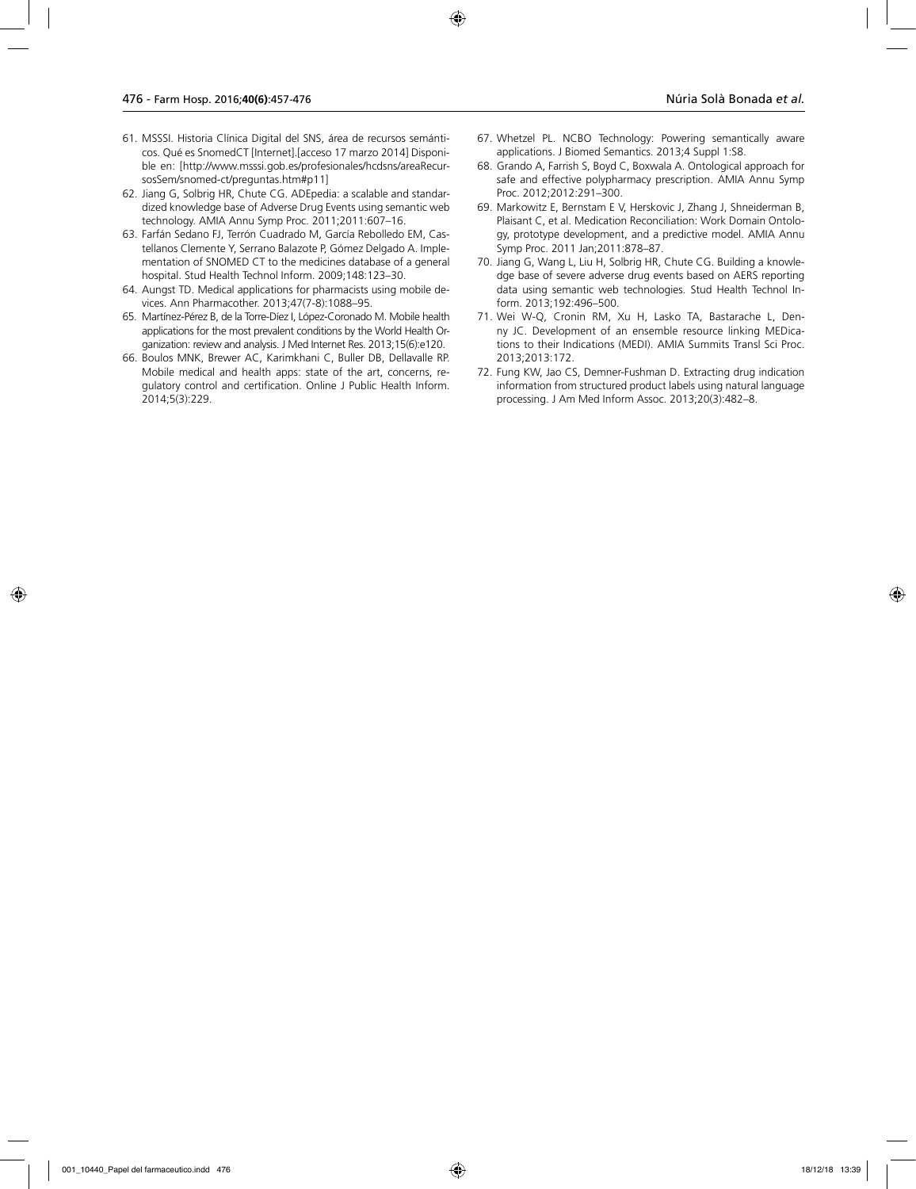61. MSSSI. Historia Clínica Digital del SNS, área de recursos semánticos. Qué es SnomedCT [Internet].[acceso 17 marzo 2014] Disponible en: [http://www.msssi.gob.es/profesionales/hcdsns/areaRecursosSem/snomed-ct/preguntas.htm#p11]
62. Jiang G, Solbrig HR, Chute CG. ADEpedia: a scalable and standardized knowledge base of Adverse Drug Events using semantic web technology. AMIA Annu Symp Proc. 2011;2011:607–16.
63. Farfán Sedano FJ, Terrón Cuadrado M, García Rebolledo EM, Castellanos Clemente Y, Serrano Balazote P, Gómez Delgado A. Implementation of SNOMED CT to the medicines database of a general hospital. Stud Health Technol Inform. 2009;148:123–30.
64. Aungst TD. Medical applications for pharmacists using mobile devices. Ann Pharmacother. 2013;47(7-8):1088–95.
65. Martínez-Pérez B, de la Torre-Díez I, López-Coronado M. Mobile health applications for the most prevalent conditions by the World Health Organization: review and analysis. J Med Internet Res. 2013;15(6):e120.
66. Boulos MNK, Brewer AC, Karimkhani C, Buller DB, Dellavalle RP. Mobile medical and health apps: state of the art, concerns, regulatory control and certification. Online J Public Health Inform. 2014;5(3):229.
67. Whetzel PL. NCBO Technology: Powering semantically aware applications. J Biomed Semantics. 2013;4 Suppl 1:S8.
68. Grando A, Farrish S, Boyd C, Boxwala A. Ontological approach for safe and effective polypharmacy prescription. AMIA Annu Symp Proc. 2012;2012:291–300.
69. Markowitz E, Bernstam E V, Herskovic J, Zhang J, Shneiderman B, Plaisant C, et al. Medication Reconciliation: Work Domain Ontology, prototype development, and a predictive model. AMIA Annu Symp Proc. 2011 Jan;2011:878–87.
70. Jiang G, Wang L, Liu H, Solbrig HR, Chute CG. Building a knowledge base of severe adverse drug events based on AERS reporting data using semantic web technologies. Stud Health Technol Inform. 2013;192:496–500.
71. Wei W-Q, Cronin RM, Xu H, Lasko TA, Bastarache L, Denny JC. Development of an ensemble resource linking MEDications to their Indications (MEDI). AMIA Summits Transl Sci Proc. 2013;2013:172.
72. Fung KW, Jao CS, Demner-Fushman D. Extracting drug indication information from structured product labels using natural language processing. J Am Med Inform Assoc. 2013;20(3):482–8.